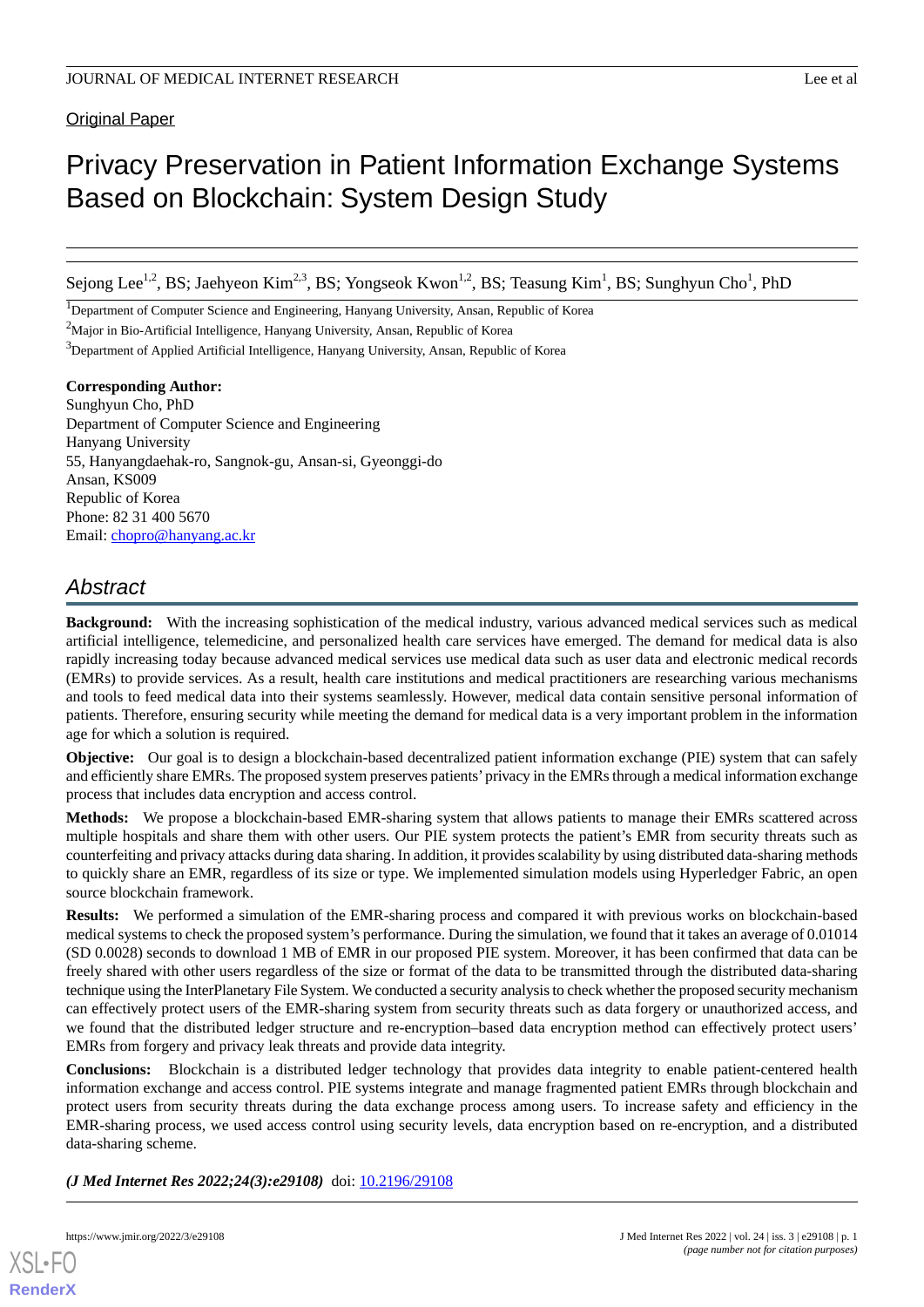Original Paper

# Privacy Preservation in Patient Information Exchange Systems Based on Blockchain: System Design Study

Sejong Lee[1,2], BS; Jaehyeon Kim[2,3], BS; Yongseok Kwon[1,2], BS; Teasung Kim[1], BS; Sunghyun Cho[1], PhD

[1]Department of Computer Science and Engineering, Hanyang University, Ansan, Republic of Korea

[2]Major in Bio-Artificial Intelligence, Hanyang University, Ansan, Republic of Korea

[3]Department of Applied Artificial Intelligence, Hanyang University, Ansan, Republic of Korea

**Corresponding Author:**
Sunghyun Cho, PhD
Department of Computer Science and Engineering
Hanyang University
55, Hanyangdaehak-ro, Sangnok-gu, Ansan-si, Gyeonggi-do
Ansan, KS009
Republic of Korea
Phone: 82 31 400 5670
Email: chopro@hanyang.ac.kr

## Abstract

**Background:** With the increasing sophistication of the medical industry, various advanced medical services such as medical artificial intelligence, telemedicine, and personalized health care services have emerged. The demand for medical data is also rapidly increasing today because advanced medical services use medical data such as user data and electronic medical records (EMRs) to provide services. As a result, health care institutions and medical practitioners are researching various mechanisms and tools to feed medical data into their systems seamlessly. However, medical data contain sensitive personal information of patients. Therefore, ensuring security while meeting the demand for medical data is a very important problem in the information age for which a solution is required.

**Objective:** Our goal is to design a blockchain-based decentralized patient information exchange (PIE) system that can safely and efficiently share EMRs. The proposed system preserves patients' privacy in the EMRs through a medical information exchange process that includes data encryption and access control.

**Methods:** We propose a blockchain-based EMR-sharing system that allows patients to manage their EMRs scattered across multiple hospitals and share them with other users. Our PIE system protects the patient's EMR from security threats such as counterfeiting and privacy attacks during data sharing. In addition, it provides scalability by using distributed data-sharing methods to quickly share an EMR, regardless of its size or type. We implemented simulation models using Hyperledger Fabric, an open source blockchain framework.

**Results:** We performed a simulation of the EMR-sharing process and compared it with previous works on blockchain-based medical systems to check the proposed system's performance. During the simulation, we found that it takes an average of 0.01014 (SD 0.0028) seconds to download 1 MB of EMR in our proposed PIE system. Moreover, it has been confirmed that data can be freely shared with other users regardless of the size or format of the data to be transmitted through the distributed data-sharing technique using the InterPlanetary File System. We conducted a security analysis to check whether the proposed security mechanism can effectively protect users of the EMR-sharing system from security threats such as data forgery or unauthorized access, and we found that the distributed ledger structure and re-encryption–based data encryption method can effectively protect users' EMRs from forgery and privacy leak threats and provide data integrity.

**Conclusions:** Blockchain is a distributed ledger technology that provides data integrity to enable patient-centered health information exchange and access control. PIE systems integrate and manage fragmented patient EMRs through blockchain and protect users from security threats during the data exchange process among users. To increase safety and efficiency in the EMR-sharing process, we used access control using security levels, data encryption based on re-encryption, and a distributed data-sharing scheme.

***(J Med Internet Res 2022;24(3):e29108)*** doi: 10.2196/29108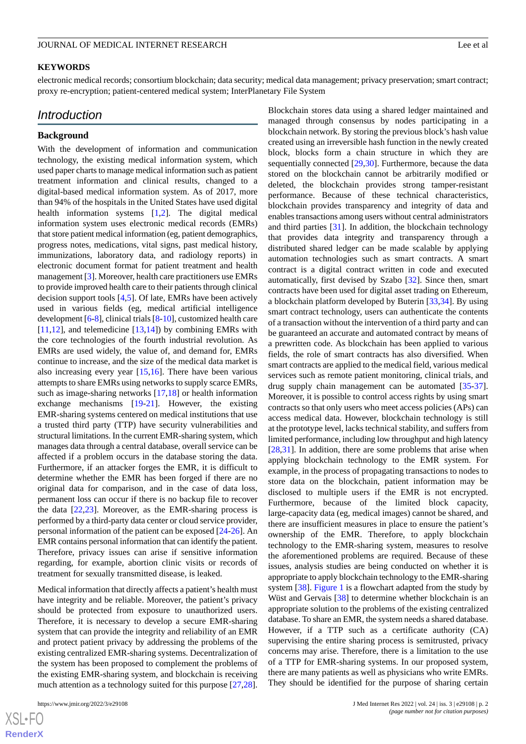## KEYWORDS

electronic medical records; consortium blockchain; data security; medical data management; privacy preservation; smart contract; proxy re-encryption; patient-centered medical system; InterPlanetary File System

## Introduction

### Background

With the development of information and communication technology, the existing medical information system, which used paper charts to manage medical information such as patient treatment information and clinical results, changed to a digital-based medical information system. As of 2017, more than 94% of the hospitals in the United States have used digital health information systems [1,2]. The digital medical information system uses electronic medical records (EMRs) that store patient medical information (eg, patient demographics, progress notes, medications, vital signs, past medical history, immunizations, laboratory data, and radiology reports) in electronic document format for patient treatment and health management [3]. Moreover, health care practitioners use EMRs to provide improved health care to their patients through clinical decision support tools [4,5]. Of late, EMRs have been actively used in various fields (eg, medical artificial intelligence development [6-8], clinical trials [8-10], customized health care [11,12], and telemedicine [13,14]) by combining EMRs with the core technologies of the fourth industrial revolution. As EMRs are used widely, the value of, and demand for, EMRs continue to increase, and the size of the medical data market is also increasing every year [15,16]. There have been various attempts to share EMRs using networks to supply scarce EMRs, such as image-sharing networks [17,18] or health information exchange mechanisms [19-21]. However, the existing EMR-sharing systems centered on medical institutions that use a trusted third party (TTP) have security vulnerabilities and structural limitations. In the current EMR-sharing system, which manages data through a central database, overall service can be affected if a problem occurs in the database storing the data. Furthermore, if an attacker forges the EMR, it is difficult to determine whether the EMR has been forged if there are no original data for comparison, and in the case of data loss, permanent loss can occur if there is no backup file to recover the data [22,23]. Moreover, as the EMR-sharing process is performed by a third-party data center or cloud service provider, personal information of the patient can be exposed [24-26]. An EMR contains personal information that can identify the patient. Therefore, privacy issues can arise if sensitive information regarding, for example, abortion clinic visits or records of treatment for sexually transmitted disease, is leaked.

Medical information that directly affects a patient's health must have integrity and be reliable. Moreover, the patient's privacy should be protected from exposure to unauthorized users. Therefore, it is necessary to develop a secure EMR-sharing system that can provide the integrity and reliability of an EMR and protect patient privacy by addressing the problems of the existing centralized EMR-sharing systems. Decentralization of the system has been proposed to complement the problems of the existing EMR-sharing system, and blockchain is receiving much attention as a technology suited for this purpose [27,28]. Blockchain stores data using a shared ledger maintained and managed through consensus by nodes participating in a blockchain network. By storing the previous block's hash value created using an irreversible hash function in the newly created block, blocks form a chain structure in which they are sequentially connected [29,30]. Furthermore, because the data stored on the blockchain cannot be arbitrarily modified or deleted, the blockchain provides strong tamper-resistant performance. Because of these technical characteristics, blockchain provides transparency and integrity of data and enables transactions among users without central administrators and third parties [31]. In addition, the blockchain technology that provides data integrity and transparency through a distributed shared ledger can be made scalable by applying automation technologies such as smart contracts. A smart contract is a digital contract written in code and executed automatically, first devised by Szabo [32]. Since then, smart contracts have been used for digital asset trading on Ethereum, a blockchain platform developed by Buterin [33,34]. By using smart contract technology, users can authenticate the contents of a transaction without the intervention of a third party and can be guaranteed an accurate and automated contract by means of a prewritten code. As blockchain has been applied to various fields, the role of smart contracts has also diversified. When smart contracts are applied to the medical field, various medical services such as remote patient monitoring, clinical trials, and drug supply chain management can be automated [35-37]. Moreover, it is possible to control access rights by using smart contracts so that only users who meet access policies (APs) can access medical data. However, blockchain technology is still at the prototype level, lacks technical stability, and suffers from limited performance, including low throughput and high latency [28,31]. In addition, there are some problems that arise when applying blockchain technology to the EMR system. For example, in the process of propagating transactions to nodes to store data on the blockchain, patient information may be disclosed to multiple users if the EMR is not encrypted. Furthermore, because of the limited block capacity, large-capacity data (eg, medical images) cannot be shared, and there are insufficient measures in place to ensure the patient's ownership of the EMR. Therefore, to apply blockchain technology to the EMR-sharing system, measures to resolve the aforementioned problems are required. Because of these issues, analysis studies are being conducted on whether it is appropriate to apply blockchain technology to the EMR-sharing system [38]. Figure 1 is a flowchart adapted from the study by Wüst and Gervais [38] to determine whether blockchain is an appropriate solution to the problems of the existing centralized database. To share an EMR, the system needs a shared database. However, if a TTP such as a certificate authority (CA) supervising the entire sharing process is semitrusted, privacy concerns may arise. Therefore, there is a limitation to the use of a TTP for EMR-sharing systems. In our proposed system, there are many patients as well as physicians who write EMRs. They should be identified for the purpose of sharing certain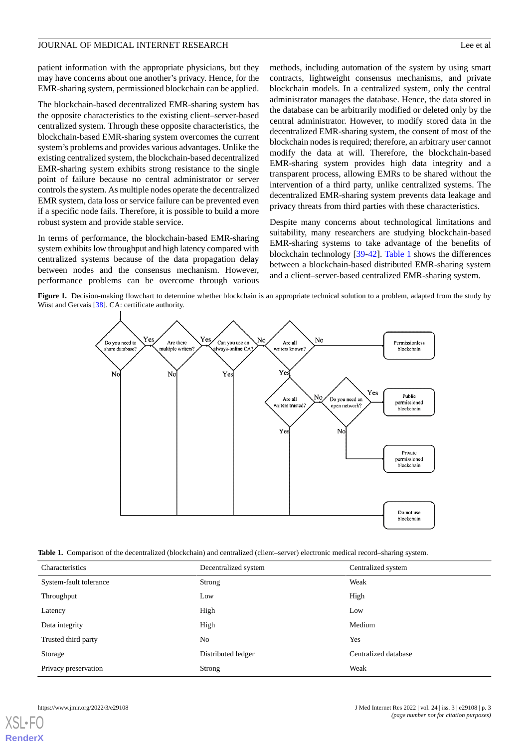patient information with the appropriate physicians, but they may have concerns about one another's privacy. Hence, for the EMR-sharing system, permissioned blockchain can be applied.

The blockchain-based decentralized EMR-sharing system has the opposite characteristics to the existing client–server-based centralized system. Through these opposite characteristics, the blockchain-based EMR-sharing system overcomes the current system's problems and provides various advantages. Unlike the existing centralized system, the blockchain-based decentralized EMR-sharing system exhibits strong resistance to the single point of failure because no central administrator or server controls the system. As multiple nodes operate the decentralized EMR system, data loss or service failure can be prevented even if a specific node fails. Therefore, it is possible to build a more robust system and provide stable service.

In terms of performance, the blockchain-based EMR-sharing system exhibits low throughput and high latency compared with centralized systems because of the data propagation delay between nodes and the consensus mechanism. However, performance problems can be overcome through various methods, including automation of the system by using smart contracts, lightweight consensus mechanisms, and private blockchain models. In a centralized system, only the central administrator manages the database. Hence, the data stored in the database can be arbitrarily modified or deleted only by the central administrator. However, to modify stored data in the decentralized EMR-sharing system, the consent of most of the blockchain nodes is required; therefore, an arbitrary user cannot modify the data at will. Therefore, the blockchain-based EMR-sharing system provides high data integrity and a transparent process, allowing EMRs to be shared without the intervention of a third party, unlike centralized systems. The decentralized EMR-sharing system prevents data leakage and privacy threats from third parties with these characteristics.

Despite many concerns about technological limitations and suitability, many researchers are studying blockchain-based EMR-sharing systems to take advantage of the benefits of blockchain technology [39-42]. Table 1 shows the differences between a blockchain-based distributed EMR-sharing system and a client–server-based centralized EMR-sharing system.

**Figure 1.** Decision-making flowchart to determine whether blockchain is an appropriate technical solution to a problem, adapted from the study by Wüst and Gervais [38]. CA: certificate authority.

**Table 1.** Comparison of the decentralized (blockchain) and centralized (client–server) electronic medical record–sharing system.

| Characteristics | Decentralized system | Centralized system |
|---|---|---|
| System-fault tolerance | Strong | Weak |
| Throughput | Low | High |
| Latency | High | Low |
| Data integrity | High | Medium |
| Trusted third party | No | Yes |
| Storage | Distributed ledger | Centralized database |
| Privacy preservation | Strong | Weak |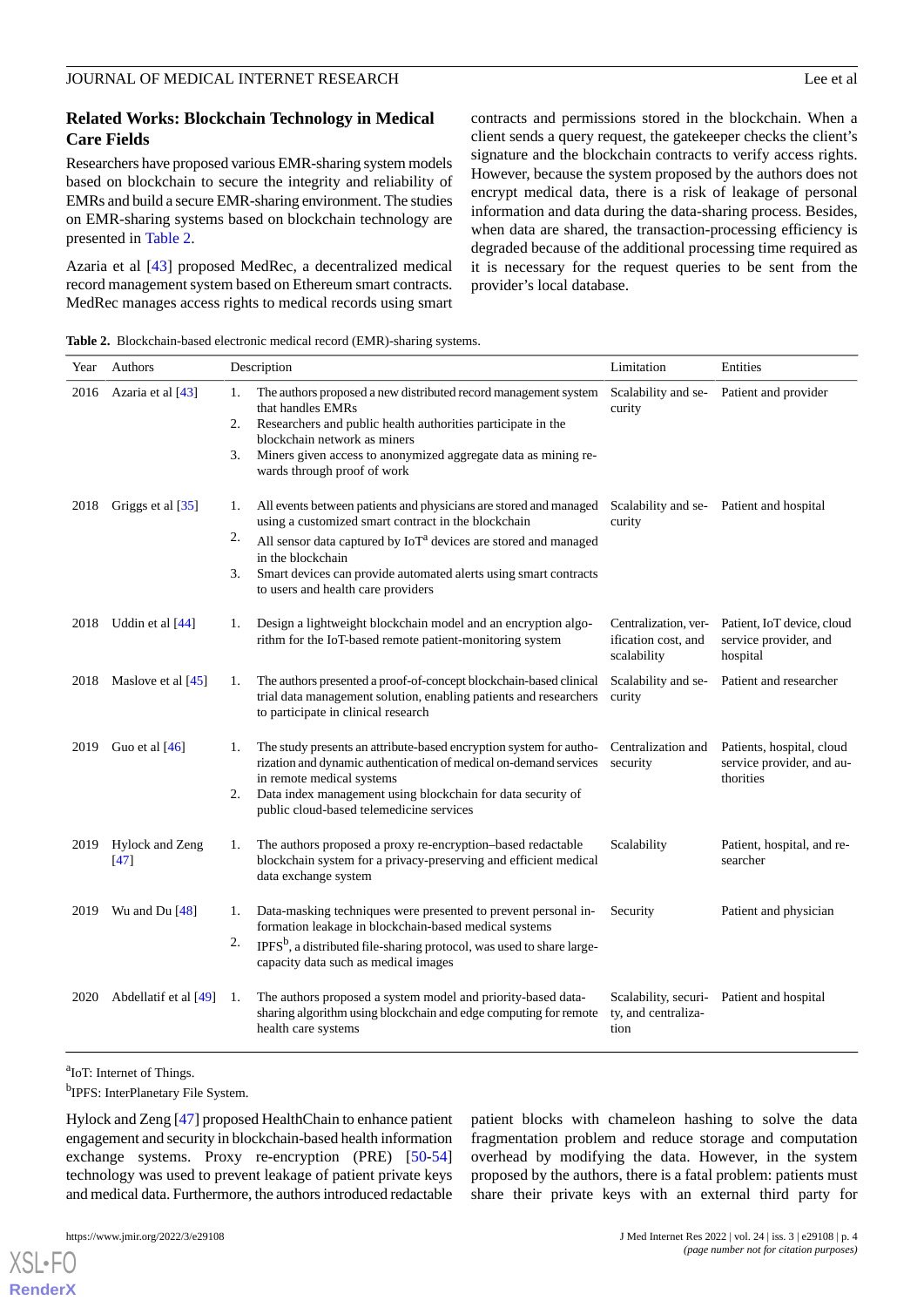## Related Works: Blockchain Technology in Medical Care Fields

Researchers have proposed various EMR-sharing system models based on blockchain to secure the integrity and reliability of EMRs and build a secure EMR-sharing environment. The studies on EMR-sharing systems based on blockchain technology are presented in Table 2.

Azaria et al [43] proposed MedRec, a decentralized medical record management system based on Ethereum smart contracts. MedRec manages access rights to medical records using smart contracts and permissions stored in the blockchain. When a client sends a query request, the gatekeeper checks the client's signature and the blockchain contracts to verify access rights. However, because the system proposed by the authors does not encrypt medical data, there is a risk of leakage of personal information and data during the data-sharing process. Besides, when data are shared, the transaction-processing efficiency is degraded because of the additional processing time required as it is necessary for the request queries to be sent from the provider's local database.

**Table 2.** Blockchain-based electronic medical record (EMR)-sharing systems.

| Year | Authors | Description | Limitation | Entities |
|---|---|---|---|---|
| 2016 | Azaria et al [43] | 1. The authors proposed a new distributed record management system that handles EMRs<br>2. Researchers and public health authorities participate in the blockchain network as miners<br>3. Miners given access to anonymized aggregate data as mining rewards through proof of work | Scalability and security | Patient and provider |
| 2018 | Griggs et al [35] | 1. All events between patients and physicians are stored and managed using a customized smart contract in the blockchain<br>2. All sensor data captured by IoT[a] devices are stored and managed in the blockchain<br>3. Smart devices can provide automated alerts using smart contracts to users and health care providers | Scalability and security | Patient and hospital |
| 2018 | Uddin et al [44] | 1. Design a lightweight blockchain model and an encryption algorithm for the IoT-based remote patient-monitoring system | Centralization, verification cost, and scalability | Patient, IoT device, cloud service provider, and hospital |
| 2018 | Maslove et al [45] | 1. The authors presented a proof-of-concept blockchain-based clinical trial data management solution, enabling patients and researchers to participate in clinical research | Scalability and security | Patient and researcher |
| 2019 | Guo et al [46] | 1. The study presents an attribute-based encryption system for authorization and dynamic authentication of medical on-demand services in remote medical systems<br>2. Data index management using blockchain for data security of public cloud-based telemedicine services | Centralization and security | Patients, hospital, cloud service provider, and authorities |
| 2019 | Hylock and Zeng [47] | 1. The authors proposed a proxy re-encryption–based redactable blockchain system for a privacy-preserving and efficient medical data exchange system | Scalability | Patient, hospital, and researcher |
| 2019 | Wu and Du [48] | 1. Data-masking techniques were presented to prevent personal information leakage in blockchain-based medical systems<br>2. IPFS[b], a distributed file-sharing protocol, was used to share large-capacity data such as medical images | Security | Patient and physician |
| 2020 | Abdellatif et al [49] | 1. The authors proposed a system model and priority-based data-sharing algorithm using blockchain and edge computing for remote health care systems | Scalability, security, and centralization | Patient and hospital |

[a]IoT: Internet of Things.

[b]IPFS: InterPlanetary File System.

Hylock and Zeng [47] proposed HealthChain to enhance patient engagement and security in blockchain-based health information exchange systems. Proxy re-encryption (PRE) [50-54] technology was used to prevent leakage of patient private keys and medical data. Furthermore, the authors introduced redactable patient blocks with chameleon hashing to solve the data fragmentation problem and reduce storage and computation overhead by modifying the data. However, in the system proposed by the authors, there is a fatal problem: patients must share their private keys with an external third party for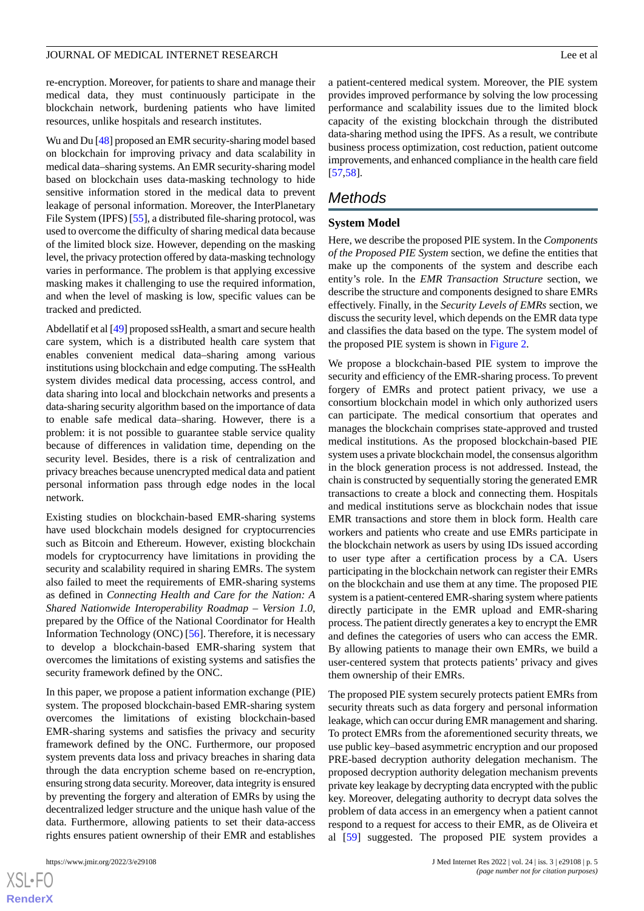re-encryption. Moreover, for patients to share and manage their medical data, they must continuously participate in the blockchain network, burdening patients who have limited resources, unlike hospitals and research institutes.

Wu and Du [48] proposed an EMR security-sharing model based on blockchain for improving privacy and data scalability in medical data–sharing systems. An EMR security-sharing model based on blockchain uses data-masking technology to hide sensitive information stored in the medical data to prevent leakage of personal information. Moreover, the InterPlanetary File System (IPFS) [55], a distributed file-sharing protocol, was used to overcome the difficulty of sharing medical data because of the limited block size. However, depending on the masking level, the privacy protection offered by data-masking technology varies in performance. The problem is that applying excessive masking makes it challenging to use the required information, and when the level of masking is low, specific values can be tracked and predicted.

Abdellatif et al [49] proposed ssHealth, a smart and secure health care system, which is a distributed health care system that enables convenient medical data–sharing among various institutions using blockchain and edge computing. The ssHealth system divides medical data processing, access control, and data sharing into local and blockchain networks and presents a data-sharing security algorithm based on the importance of data to enable safe medical data–sharing. However, there is a problem: it is not possible to guarantee stable service quality because of differences in validation time, depending on the security level. Besides, there is a risk of centralization and privacy breaches because unencrypted medical data and patient personal information pass through edge nodes in the local network.

Existing studies on blockchain-based EMR-sharing systems have used blockchain models designed for cryptocurrencies such as Bitcoin and Ethereum. However, existing blockchain models for cryptocurrency have limitations in providing the security and scalability required in sharing EMRs. The system also failed to meet the requirements of EMR-sharing systems as defined in *Connecting Health and Care for the Nation: A Shared Nationwide Interoperability Roadmap – Version 1.0*, prepared by the Office of the National Coordinator for Health Information Technology (ONC) [56]. Therefore, it is necessary to develop a blockchain-based EMR-sharing system that overcomes the limitations of existing systems and satisfies the security framework defined by the ONC.

In this paper, we propose a patient information exchange (PIE) system. The proposed blockchain-based EMR-sharing system overcomes the limitations of existing blockchain-based EMR-sharing systems and satisfies the privacy and security framework defined by the ONC. Furthermore, our proposed system prevents data loss and privacy breaches in sharing data through the data encryption scheme based on re-encryption, ensuring strong data security. Moreover, data integrity is ensured by preventing the forgery and alteration of EMRs by using the decentralized ledger structure and the unique hash value of the data. Furthermore, allowing patients to set their data-access rights ensures patient ownership of their EMR and establishes a patient-centered medical system. Moreover, the PIE system provides improved performance by solving the low processing performance and scalability issues due to the limited block capacity of the existing blockchain through the distributed data-sharing method using the IPFS. As a result, we contribute business process optimization, cost reduction, patient outcome improvements, and enhanced compliance in the health care field [57,58].

## Methods

### System Model

Here, we describe the proposed PIE system. In the *Components of the Proposed PIE System* section, we define the entities that make up the components of the system and describe each entity's role. In the *EMR Transaction Structure* section, we describe the structure and components designed to share EMRs effectively. Finally, in the *Security Levels of EMRs* section, we discuss the security level, which depends on the EMR data type and classifies the data based on the type. The system model of the proposed PIE system is shown in Figure 2.

We propose a blockchain-based PIE system to improve the security and efficiency of the EMR-sharing process. To prevent forgery of EMRs and protect patient privacy, we use a consortium blockchain model in which only authorized users can participate. The medical consortium that operates and manages the blockchain comprises state-approved and trusted medical institutions. As the proposed blockchain-based PIE system uses a private blockchain model, the consensus algorithm in the block generation process is not addressed. Instead, the chain is constructed by sequentially storing the generated EMR transactions to create a block and connecting them. Hospitals and medical institutions serve as blockchain nodes that issue EMR transactions and store them in block form. Health care workers and patients who create and use EMRs participate in the blockchain network as users by using IDs issued according to user type after a certification process by a CA. Users participating in the blockchain network can register their EMRs on the blockchain and use them at any time. The proposed PIE system is a patient-centered EMR-sharing system where patients directly participate in the EMR upload and EMR-sharing process. The patient directly generates a key to encrypt the EMR and defines the categories of users who can access the EMR. By allowing patients to manage their own EMRs, we build a user-centered system that protects patients' privacy and gives them ownership of their EMRs.

The proposed PIE system securely protects patient EMRs from security threats such as data forgery and personal information leakage, which can occur during EMR management and sharing. To protect EMRs from the aforementioned security threats, we use public key–based asymmetric encryption and our proposed PRE-based decryption authority delegation mechanism. The proposed decryption authority delegation mechanism prevents private key leakage by decrypting data encrypted with the public key. Moreover, delegating authority to decrypt data solves the problem of data access in an emergency when a patient cannot respond to a request for access to their EMR, as de Oliveira et al [59] suggested. The proposed PIE system provides a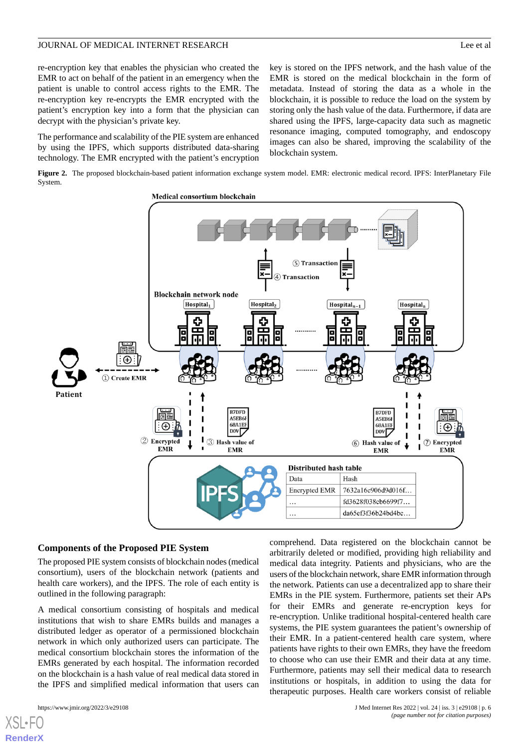re-encryption key that enables the physician who created the EMR to act on behalf of the patient in an emergency when the patient is unable to control access rights to the EMR. The re-encryption key re-encrypts the EMR encrypted with the patient's encryption key into a form that the physician can decrypt with the physician's private key.

The performance and scalability of the PIE system are enhanced by using the IPFS, which supports distributed data-sharing technology. The EMR encrypted with the patient's encryption key is stored on the IPFS network, and the hash value of the EMR is stored on the medical blockchain in the form of metadata. Instead of storing the data as a whole in the blockchain, it is possible to reduce the load on the system by storing only the hash value of the data. Furthermore, if data are shared using the IPFS, large-capacity data such as magnetic resonance imaging, computed tomography, and endoscopy images can also be shared, improving the scalability of the blockchain system.

**Figure 2.** The proposed blockchain-based patient information exchange system model. EMR: electronic medical record. IPFS: InterPlanetary File System.

### Components of the Proposed PIE System

The proposed PIE system consists of blockchain nodes (medical consortium), users of the blockchain network (patients and health care workers), and the IPFS. The role of each entity is outlined in the following paragraph:

A medical consortium consisting of hospitals and medical institutions that wish to share EMRs builds and manages a distributed ledger as operator of a permissioned blockchain network in which only authorized users can participate. The medical consortium blockchain stores the information of the EMRs generated by each hospital. The information recorded on the blockchain is a hash value of real medical data stored in the IPFS and simplified medical information that users can comprehend. Data registered on the blockchain cannot be arbitrarily deleted or modified, providing high reliability and medical data integrity. Patients and physicians, who are the users of the blockchain network, share EMR information through the network. Patients can use a decentralized app to share their EMRs in the PIE system. Furthermore, patients set their APs for their EMRs and generate re-encryption keys for re-encryption. Unlike traditional hospital-centered health care systems, the PIE system guarantees the patient's ownership of their EMR. In a patient-centered health care system, where patients have rights to their own EMRs, they have the freedom to choose who can use their EMR and their data at any time. Furthermore, patients may sell their medical data to research institutions or hospitals, in addition to using the data for therapeutic purposes. Health care workers consist of reliable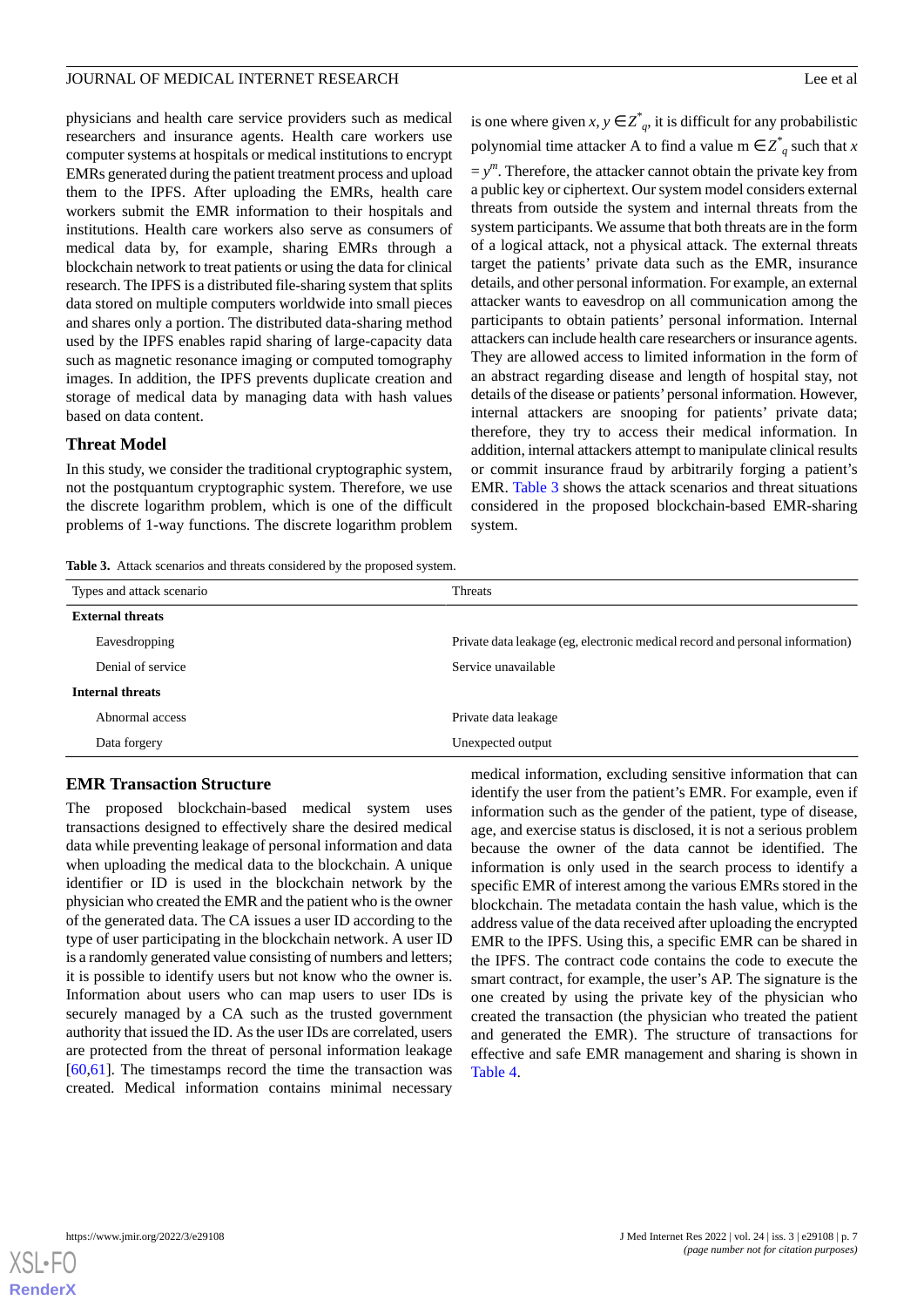physicians and health care service providers such as medical researchers and insurance agents. Health care workers use computer systems at hospitals or medical institutions to encrypt EMRs generated during the patient treatment process and upload them to the IPFS. After uploading the EMRs, health care workers submit the EMR information to their hospitals and institutions. Health care workers also serve as consumers of medical data by, for example, sharing EMRs through a blockchain network to treat patients or using the data for clinical research. The IPFS is a distributed file-sharing system that splits data stored on multiple computers worldwide into small pieces and shares only a portion. The distributed data-sharing method used by the IPFS enables rapid sharing of large-capacity data such as magnetic resonance imaging or computed tomography images. In addition, the IPFS prevents duplicate creation and storage of medical data by managing data with hash values based on data content.

### Threat Model

In this study, we consider the traditional cryptographic system, not the postquantum cryptographic system. Therefore, we use the discrete logarithm problem, which is one of the difficult problems of 1-way functions. The discrete logarithm problem is one where given $x, y \in Z^*_q$, it is difficult for any probabilistic polynomial time attacker A to find a value m $\in Z^*_q$ such that $x = y^m$. Therefore, the attacker cannot obtain the private key from a public key or ciphertext. Our system model considers external threats from outside the system and internal threats from the system participants. We assume that both threats are in the form of a logical attack, not a physical attack. The external threats target the patients' private data such as the EMR, insurance details, and other personal information. For example, an external attacker wants to eavesdrop on all communication among the participants to obtain patients' personal information. Internal attackers can include health care researchers or insurance agents. They are allowed access to limited information in the form of an abstract regarding disease and length of hospital stay, not details of the disease or patients' personal information. However, internal attackers are snooping for patients' private data; therefore, they try to access their medical information. In addition, internal attackers attempt to manipulate clinical results or commit insurance fraud by arbitrarily forging a patient's EMR. Table 3 shows the attack scenarios and threat situations considered in the proposed blockchain-based EMR-sharing system.

**Table 3.** Attack scenarios and threats considered by the proposed system.

| Types and attack scenario | Threats |
|---|---|
| **External threats** | |
| Eavesdropping | Private data leakage (eg, electronic medical record and personal information) |
| Denial of service | Service unavailable |
| **Internal threats** | |
| Abnormal access | Private data leakage |
| Data forgery | Unexpected output |

### EMR Transaction Structure

The proposed blockchain-based medical system uses transactions designed to effectively share the desired medical data while preventing leakage of personal information and data when uploading the medical data to the blockchain. A unique identifier or ID is used in the blockchain network by the physician who created the EMR and the patient who is the owner of the generated data. The CA issues a user ID according to the type of user participating in the blockchain network. A user ID is a randomly generated value consisting of numbers and letters; it is possible to identify users but not know who the owner is. Information about users who can map users to user IDs is securely managed by a CA such as the trusted government authority that issued the ID. As the user IDs are correlated, users are protected from the threat of personal information leakage [60,61]. The timestamps record the time the transaction was created. Medical information contains minimal necessary medical information, excluding sensitive information that can identify the user from the patient's EMR. For example, even if information such as the gender of the patient, type of disease, age, and exercise status is disclosed, it is not a serious problem because the owner of the data cannot be identified. The information is only used in the search process to identify a specific EMR of interest among the various EMRs stored in the blockchain. The metadata contain the hash value, which is the address value of the data received after uploading the encrypted EMR to the IPFS. Using this, a specific EMR can be shared in the IPFS. The contract code contains the code to execute the smart contract, for example, the user's AP. The signature is the one created by using the private key of the physician who created the transaction (the physician who treated the patient and generated the EMR). The structure of transactions for effective and safe EMR management and sharing is shown in Table 4.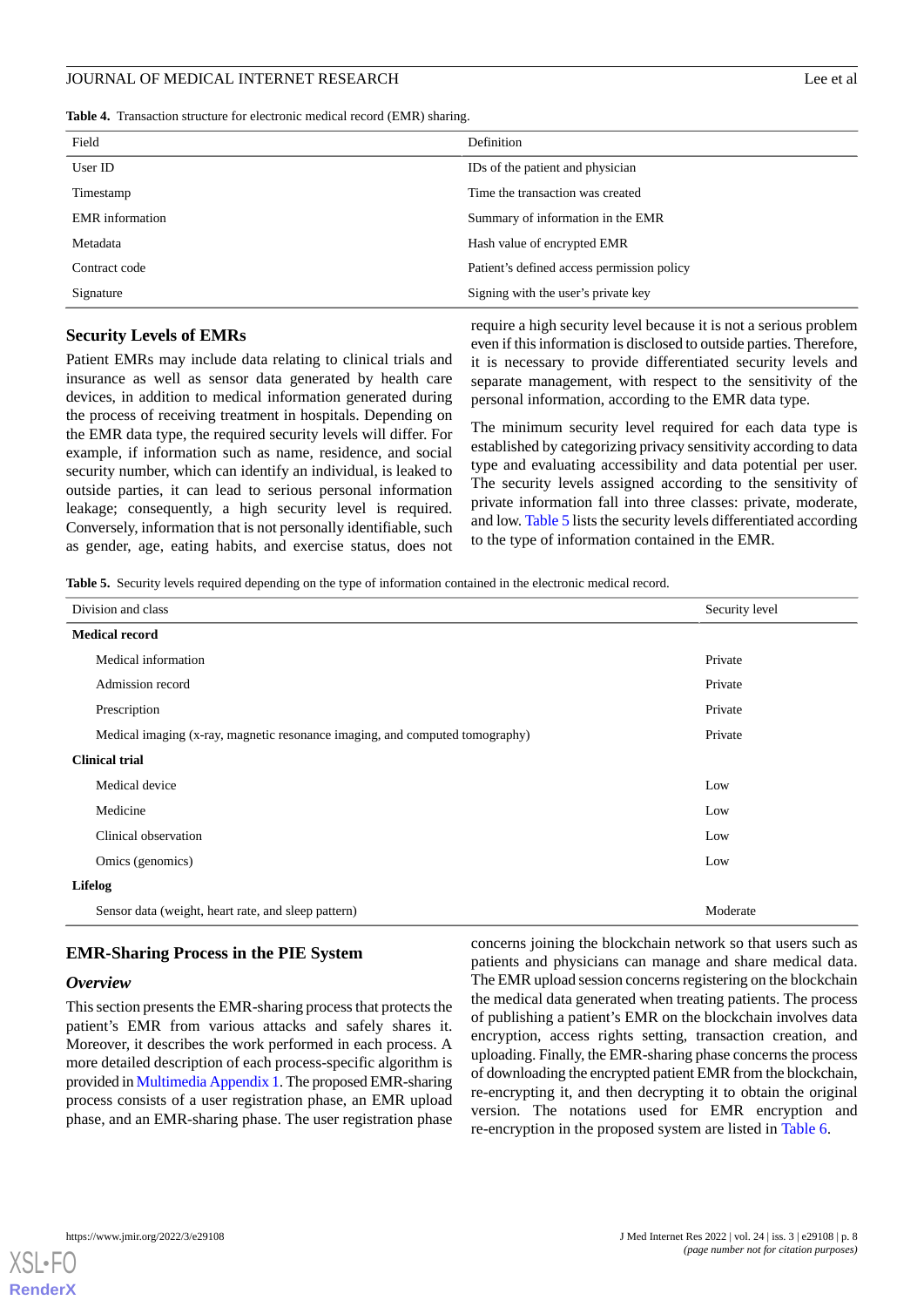**Table 4.** Transaction structure for electronic medical record (EMR) sharing.

| Field | Definition |
|---|---|
| User ID | IDs of the patient and physician |
| Timestamp | Time the transaction was created |
| EMR information | Summary of information in the EMR |
| Metadata | Hash value of encrypted EMR |
| Contract code | Patient's defined access permission policy |
| Signature | Signing with the user's private key |

### Security Levels of EMRs

Patient EMRs may include data relating to clinical trials and insurance as well as sensor data generated by health care devices, in addition to medical information generated during the process of receiving treatment in hospitals. Depending on the EMR data type, the required security levels will differ. For example, if information such as name, residence, and social security number, which can identify an individual, is leaked to outside parties, it can lead to serious personal information leakage; consequently, a high security level is required. Conversely, information that is not personally identifiable, such as gender, age, eating habits, and exercise status, does not require a high security level because it is not a serious problem even if this information is disclosed to outside parties. Therefore, it is necessary to provide differentiated security levels and separate management, with respect to the sensitivity of the personal information, according to the EMR data type.

The minimum security level required for each data type is established by categorizing privacy sensitivity according to data type and evaluating accessibility and data potential per user. The security levels assigned according to the sensitivity of private information fall into three classes: private, moderate, and low. Table 5 lists the security levels differentiated according to the type of information contained in the EMR.

**Table 5.** Security levels required depending on the type of information contained in the electronic medical record.

| Division and class | Security level |
|---|---|
| **Medical record** | |
| Medical information | Private |
| Admission record | Private |
| Prescription | Private |
| Medical imaging (x-ray, magnetic resonance imaging, and computed tomography) | Private |
| **Clinical trial** | |
| Medical device | Low |
| Medicine | Low |
| Clinical observation | Low |
| Omics (genomics) | Low |
| **Lifelog** | |
| Sensor data (weight, heart rate, and sleep pattern) | Moderate |

### EMR-Sharing Process in the PIE System

#### *Overview*

This section presents the EMR-sharing process that protects the patient's EMR from various attacks and safely shares it. Moreover, it describes the work performed in each process. A more detailed description of each process-specific algorithm is provided in Multimedia Appendix 1. The proposed EMR-sharing process consists of a user registration phase, an EMR upload phase, and an EMR-sharing phase. The user registration phase concerns joining the blockchain network so that users such as patients and physicians can manage and share medical data. The EMR upload session concerns registering on the blockchain the medical data generated when treating patients. The process of publishing a patient's EMR on the blockchain involves data encryption, access rights setting, transaction creation, and uploading. Finally, the EMR-sharing phase concerns the process of downloading the encrypted patient EMR from the blockchain, re-encrypting it, and then decrypting it to obtain the original version. The notations used for EMR encryption and re-encryption in the proposed system are listed in Table 6.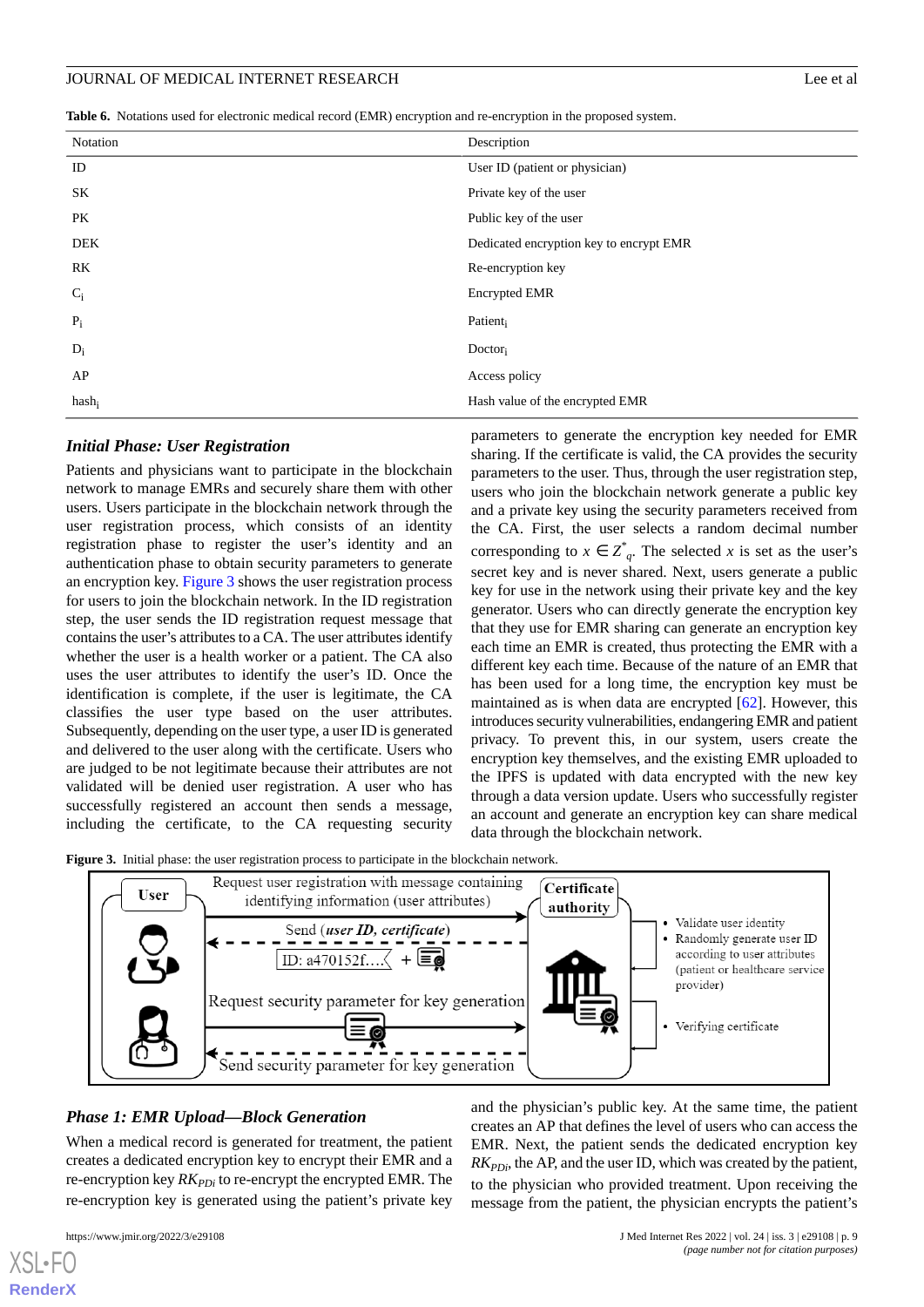**Table 6.** Notations used for electronic medical record (EMR) encryption and re-encryption in the proposed system.

| Notation | Description |
|---|---|
| ID | User ID (patient or physician) |
| SK | Private key of the user |
| PK | Public key of the user |
| DEK | Dedicated encryption key to encrypt EMR |
| RK | Re-encryption key |
| $C_i$ | Encrypted EMR |
| $P_i$ | $\text{Patient}_i$ |
| $D_i$ | $\text{Doctor}_i$ |
| AP | Access policy |
| $\text{hash}_i$ | Hash value of the encrypted EMR |

### *Initial Phase: User Registration*

Patients and physicians want to participate in the blockchain network to manage EMRs and securely share them with other users. Users participate in the blockchain network through the user registration process, which consists of an identity registration phase to register the user's identity and an authentication phase to obtain security parameters to generate an encryption key. Figure 3 shows the user registration process for users to join the blockchain network. In the ID registration step, the user sends the ID registration request message that contains the user's attributes to a CA. The user attributes identify whether the user is a health worker or a patient. The CA also uses the user attributes to identify the user's ID. Once the identification is complete, if the user is legitimate, the CA classifies the user type based on the user attributes. Subsequently, depending on the user type, a user ID is generated and delivered to the user along with the certificate. Users who are judged to be not legitimate because their attributes are not validated will be denied user registration. A user who has successfully registered an account then sends a message, including the certificate, to the CA requesting security parameters to generate the encryption key needed for EMR sharing. If the certificate is valid, the CA provides the security parameters to the user. Thus, through the user registration step, users who join the blockchain network generate a public key and a private key using the security parameters received from the CA. First, the user selects a random decimal number corresponding to $x \in Z^*_q$. The selected $x$ is set as the user's secret key and is never shared. Next, users generate a public key for use in the network using their private key and the key generator. Users who can directly generate the encryption key that they use for EMR sharing can generate an encryption key each time an EMR is created, thus protecting the EMR with a different key each time. Because of the nature of an EMR that has been used for a long time, the encryption key must be maintained as is when data are encrypted [62]. However, this introduces security vulnerabilities, endangering EMR and patient privacy. To prevent this, in our system, users create the encryption key themselves, and the existing EMR uploaded to the IPFS is updated with data encrypted with the new key through a data version update. Users who successfully register an account and generate an encryption key can share medical data through the blockchain network.

**Figure 3.** Initial phase: the user registration process to participate in the blockchain network.

### *Phase 1: EMR Upload—Block Generation*

When a medical record is generated for treatment, the patient creates a dedicated encryption key to encrypt their EMR and a re-encryption key $RK_{PDi}$ to re-encrypt the encrypted EMR. The re-encryption key is generated using the patient's private key and the physician's public key. At the same time, the patient creates an AP that defines the level of users who can access the EMR. Next, the patient sends the dedicated encryption key $RK_{PDi}$, the AP, and the user ID, which was created by the patient, to the physician who provided treatment. Upon receiving the message from the patient, the physician encrypts the patient's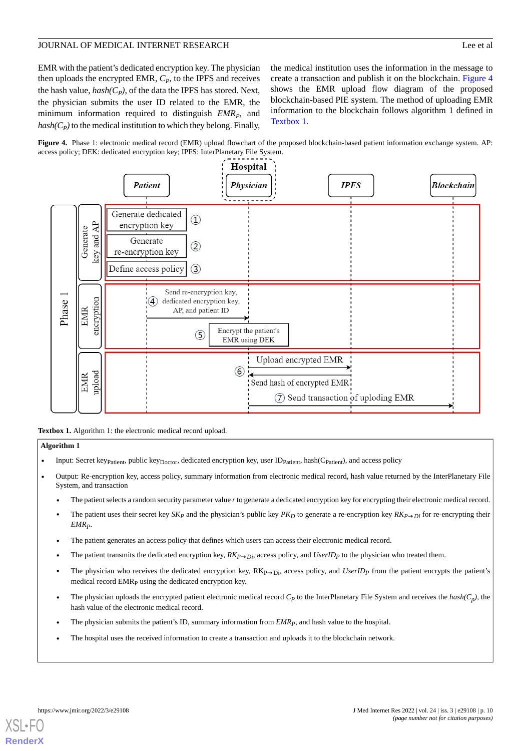EMR with the patient's dedicated encryption key. The physician then uploads the encrypted EMR, $C_P$, to the IPFS and receives the hash value, *hash*($C_P$), of the data the IPFS has stored. Next, the physician submits the user ID related to the EMR, the minimum information required to distinguish $EMR_P$, and *hash*($C_P$) to the medical institution to which they belong. Finally, the medical institution uses the information in the message to create a transaction and publish it on the blockchain. Figure 4 shows the EMR upload flow diagram of the proposed blockchain-based PIE system. The method of uploading EMR information to the blockchain follows algorithm 1 defined in Textbox 1.

**Figure 4.** Phase 1: electronic medical record (EMR) upload flowchart of the proposed blockchain-based patient information exchange system. AP: access policy; DEK: dedicated encryption key; IPFS: InterPlanetary File System.

**Textbox 1.** Algorithm 1: the electronic medical record upload.

**Algorithm 1**

- Input: Secret $key_{Patient}$, public $key_{Doctor}$, dedicated encryption key, user $ID_{Patient}$, hash($C_{Patient}$), and access policy
- Output: Re-encryption key, access policy, summary information from electronic medical record, hash value returned by the InterPlanetary File System, and transaction
  - The patient selects a random security parameter value *r* to generate a dedicated encryption key for encrypting their electronic medical record.
  - The patient uses their secret key $SK_P$ and the physician's public key $PK_D$ to generate a re-encryption key $RK_{P \rightarrow Di}$ for re-encrypting their $EMR_P$.
  - The patient generates an access policy that defines which users can access their electronic medical record.
  - The patient transmits the dedicated encryption key, $RK_{P \rightarrow Di}$, access policy, and $UserID_P$ to the physician who treated them.
  - The physician who receives the dedicated encryption key, $RK_{P \rightarrow Di}$, access policy, and $UserID_P$ from the patient encrypts the patient's medical record $EMR_P$ using the dedicated encryption key.
  - The physician uploads the encrypted patient electronic medical record $C_P$ to the InterPlanetary File System and receives the *hash*($C_p$), the hash value of the electronic medical record.
  - The physician submits the patient's ID, summary information from $EMR_P$, and hash value to the hospital.
  - The hospital uses the received information to create a transaction and uploads it to the blockchain network.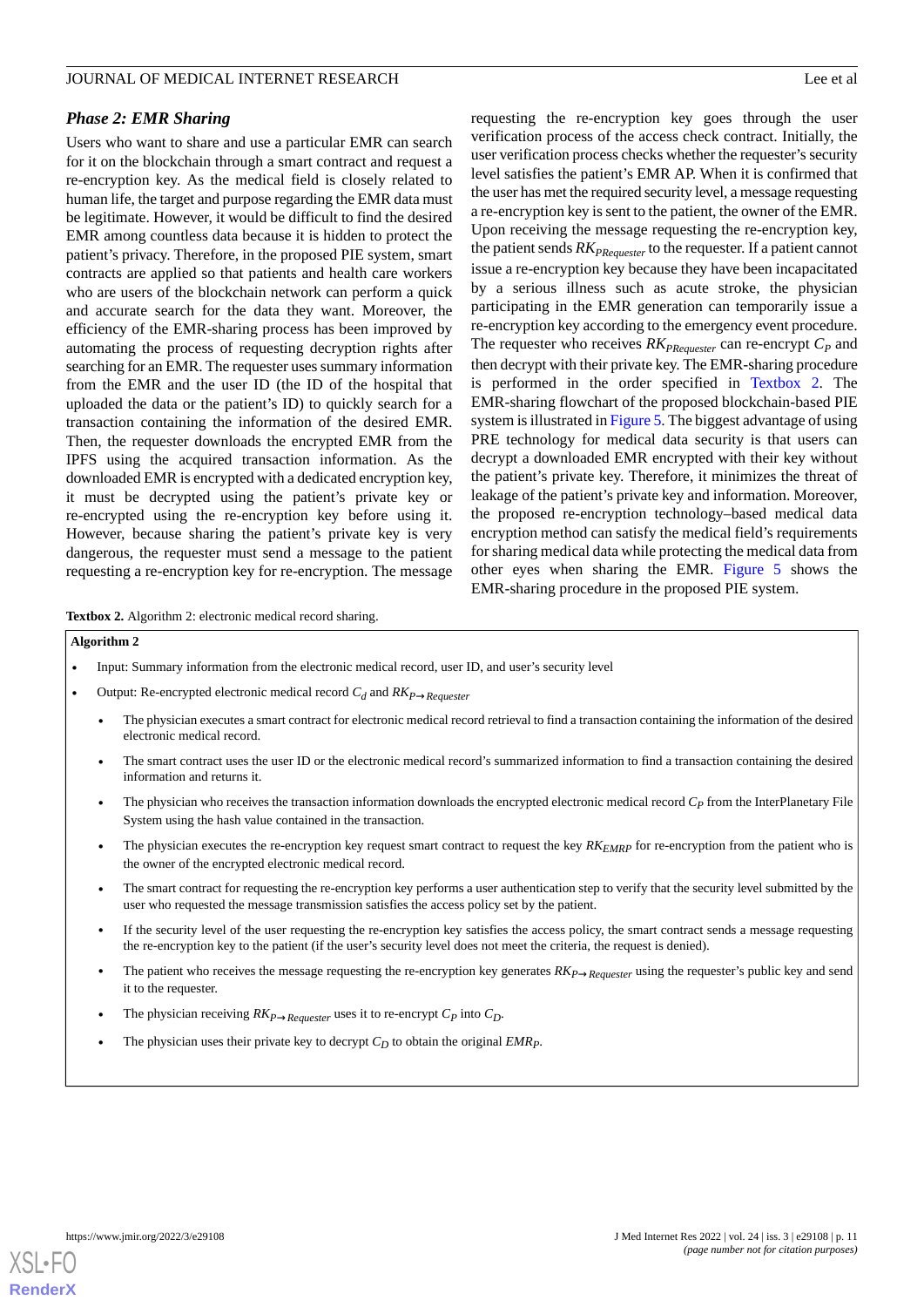### *Phase 2: EMR Sharing*

Users who want to share and use a particular EMR can search for it on the blockchain through a smart contract and request a re-encryption key. As the medical field is closely related to human life, the target and purpose regarding the EMR data must be legitimate. However, it would be difficult to find the desired EMR among countless data because it is hidden to protect the patient's privacy. Therefore, in the proposed PIE system, smart contracts are applied so that patients and health care workers who are users of the blockchain network can perform a quick and accurate search for the data they want. Moreover, the efficiency of the EMR-sharing process has been improved by automating the process of requesting decryption rights after searching for an EMR. The requester uses summary information from the EMR and the user ID (the ID of the hospital that uploaded the data or the patient's ID) to quickly search for a transaction containing the information of the desired EMR. Then, the requester downloads the encrypted EMR from the IPFS using the acquired transaction information. As the downloaded EMR is encrypted with a dedicated encryption key, it must be decrypted using the patient's private key or re-encrypted using the re-encryption key before using it. However, because sharing the patient's private key is very dangerous, the requester must send a message to the patient requesting a re-encryption key for re-encryption. The message requesting the re-encryption key goes through the user verification process of the access check contract. Initially, the user verification process checks whether the requester's security level satisfies the patient's EMR AP. When it is confirmed that the user has met the required security level, a message requesting a re-encryption key is sent to the patient, the owner of the EMR. Upon receiving the message requesting the re-encryption key, the patient sends $RK_{PRequester}$ to the requester. If a patient cannot issue a re-encryption key because they have been incapacitated by a serious illness such as acute stroke, the physician participating in the EMR generation can temporarily issue a re-encryption key according to the emergency event procedure. The requester who receives $RK_{PRequester}$ can re-encrypt $C_P$ and then decrypt with their private key. The EMR-sharing procedure is performed in the order specified in Textbox 2. The EMR-sharing flowchart of the proposed blockchain-based PIE system is illustrated in Figure 5. The biggest advantage of using PRE technology for medical data security is that users can decrypt a downloaded EMR encrypted with their key without the patient's private key. Therefore, it minimizes the threat of leakage of the patient's private key and information. Moreover, the proposed re-encryption technology–based medical data encryption method can satisfy the medical field's requirements for sharing medical data while protecting the medical data from other eyes when sharing the EMR. Figure 5 shows the EMR-sharing procedure in the proposed PIE system.

**Textbox 2.** Algorithm 2: electronic medical record sharing.

**Algorithm 2**

- Input: Summary information from the electronic medical record, user ID, and user's security level
- Output: Re-encrypted electronic medical record $C_d$ and $RK_{P\rightarrow Requester}$
  - The physician executes a smart contract for electronic medical record retrieval to find a transaction containing the information of the desired electronic medical record.
  - The smart contract uses the user ID or the electronic medical record's summarized information to find a transaction containing the desired information and returns it.
  - The physician who receives the transaction information downloads the encrypted electronic medical record $C_P$ from the InterPlanetary File System using the hash value contained in the transaction.
  - The physician executes the re-encryption key request smart contract to request the key $RK_{EMRP}$ for re-encryption from the patient who is the owner of the encrypted electronic medical record.
  - The smart contract for requesting the re-encryption key performs a user authentication step to verify that the security level submitted by the user who requested the message transmission satisfies the access policy set by the patient.
  - If the security level of the user requesting the re-encryption key satisfies the access policy, the smart contract sends a message requesting the re-encryption key to the patient (if the user's security level does not meet the criteria, the request is denied).
  - The patient who receives the message requesting the re-encryption key generates $RK_{P\rightarrow Requester}$ using the requester's public key and send it to the requester.
  - The physician receiving $RK_{P\rightarrow Requester}$ uses it to re-encrypt $C_P$ into $C_D$.
  - The physician uses their private key to decrypt $C_D$ to obtain the original $EMR_P$.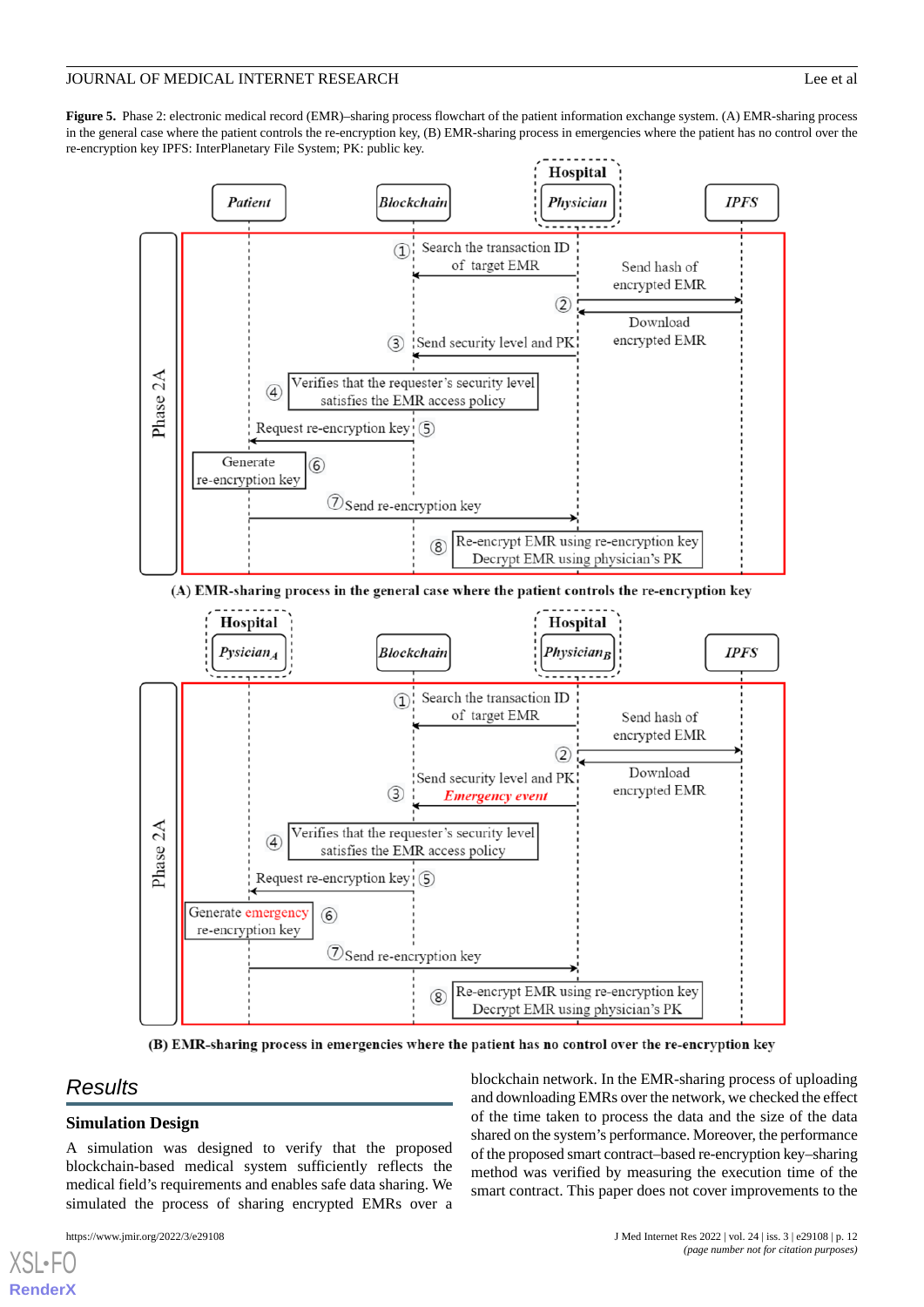**Figure 5.** Phase 2: electronic medical record (EMR)–sharing process flowchart of the patient information exchange system. (A) EMR-sharing process in the general case where the patient controls the re-encryption key, (B) EMR-sharing process in emergencies where the patient has no control over the re-encryption key IPFS: InterPlanetary File System; PK: public key.

## Results

### Simulation Design

A simulation was designed to verify that the proposed blockchain-based medical system sufficiently reflects the medical field's requirements and enables safe data sharing. We simulated the process of sharing encrypted EMRs over a blockchain network. In the EMR-sharing process of uploading and downloading EMRs over the network, we checked the effect of the time taken to process the data and the size of the data shared on the system's performance. Moreover, the performance of the proposed smart contract–based re-encryption key–sharing method was verified by measuring the execution time of the smart contract. This paper does not cover improvements to the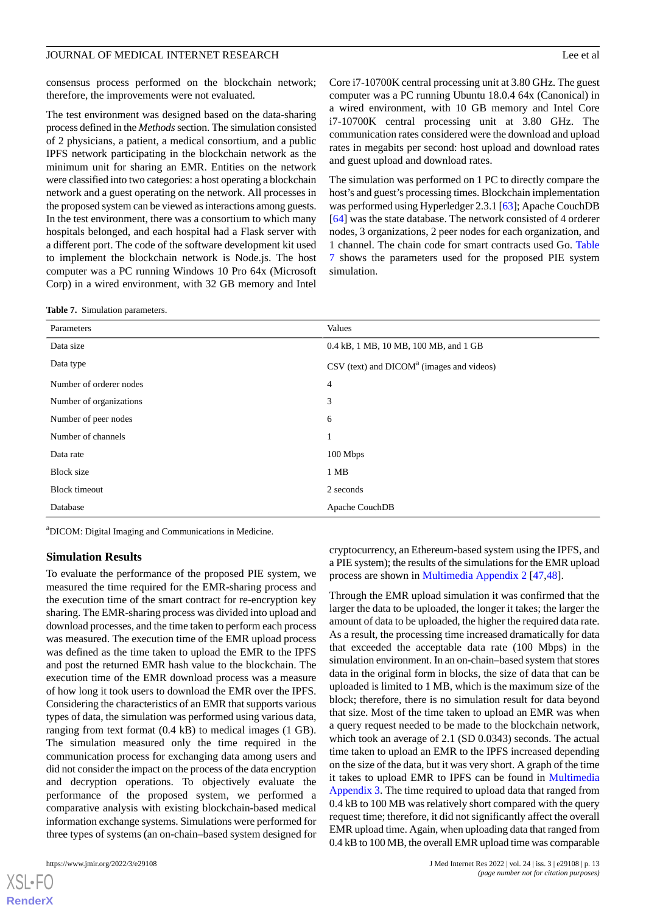consensus process performed on the blockchain network; therefore, the improvements were not evaluated.

The test environment was designed based on the data-sharing process defined in the *Methods* section. The simulation consisted of 2 physicians, a patient, a medical consortium, and a public IPFS network participating in the blockchain network as the minimum unit for sharing an EMR. Entities on the network were classified into two categories: a host operating a blockchain network and a guest operating on the network. All processes in the proposed system can be viewed as interactions among guests. In the test environment, there was a consortium to which many hospitals belonged, and each hospital had a Flask server with a different port. The code of the software development kit used to implement the blockchain network is Node.js. The host computer was a PC running Windows 10 Pro 64x (Microsoft Corp) in a wired environment, with 32 GB memory and Intel Core i7-10700K central processing unit at 3.80 GHz. The guest computer was a PC running Ubuntu 18.0.4 64x (Canonical) in a wired environment, with 10 GB memory and Intel Core i7-10700K central processing unit at 3.80 GHz. The communication rates considered were the download and upload rates in megabits per second: host upload and download rates and guest upload and download rates.

The simulation was performed on 1 PC to directly compare the host's and guest's processing times. Blockchain implementation was performed using Hyperledger 2.3.1 [63]; Apache CouchDB [64] was the state database. The network consisted of 4 orderer nodes, 3 organizations, 2 peer nodes for each organization, and 1 channel. The chain code for smart contracts used Go. Table 7 shows the parameters used for the proposed PIE system simulation.

**Table 7.** Simulation parameters.

| Parameters | Values |
|---|---|
| Data size | 0.4 kB, 1 MB, 10 MB, 100 MB, and 1 GB |
| Data type | CSV (text) and DICOM[a] (images and videos) |
| Number of orderer nodes | 4 |
| Number of organizations | 3 |
| Number of peer nodes | 6 |
| Number of channels | 1 |
| Data rate | 100 Mbps |
| Block size | 1 MB |
| Block timeout | 2 seconds |
| Database | Apache CouchDB |

[a]DICOM: Digital Imaging and Communications in Medicine.

### Simulation Results

To evaluate the performance of the proposed PIE system, we measured the time required for the EMR-sharing process and the execution time of the smart contract for re-encryption key sharing. The EMR-sharing process was divided into upload and download processes, and the time taken to perform each process was measured. The execution time of the EMR upload process was defined as the time taken to upload the EMR to the IPFS and post the returned EMR hash value to the blockchain. The execution time of the EMR download process was a measure of how long it took users to download the EMR over the IPFS. Considering the characteristics of an EMR that supports various types of data, the simulation was performed using various data, ranging from text format (0.4 kB) to medical images (1 GB). The simulation measured only the time required in the communication process for exchanging data among users and did not consider the impact on the process of the data encryption and decryption operations. To objectively evaluate the performance of the proposed system, we performed a comparative analysis with existing blockchain-based medical information exchange systems. Simulations were performed for three types of systems (an on-chain–based system designed for cryptocurrency, an Ethereum-based system using the IPFS, and a PIE system); the results of the simulations for the EMR upload process are shown in Multimedia Appendix 2 [47,48].

Through the EMR upload simulation it was confirmed that the larger the data to be uploaded, the longer it takes; the larger the amount of data to be uploaded, the higher the required data rate. As a result, the processing time increased dramatically for data that exceeded the acceptable data rate (100 Mbps) in the simulation environment. In an on-chain–based system that stores data in the original form in blocks, the size of data that can be uploaded is limited to 1 MB, which is the maximum size of the block; therefore, there is no simulation result for data beyond that size. Most of the time taken to upload an EMR was when a query request needed to be made to the blockchain network, which took an average of 2.1 (SD 0.0343) seconds. The actual time taken to upload an EMR to the IPFS increased depending on the size of the data, but it was very short. A graph of the time it takes to upload EMR to IPFS can be found in Multimedia Appendix 3. The time required to upload data that ranged from 0.4 kB to 100 MB was relatively short compared with the query request time; therefore, it did not significantly affect the overall EMR upload time. Again, when uploading data that ranged from 0.4 kB to 100 MB, the overall EMR upload time was comparable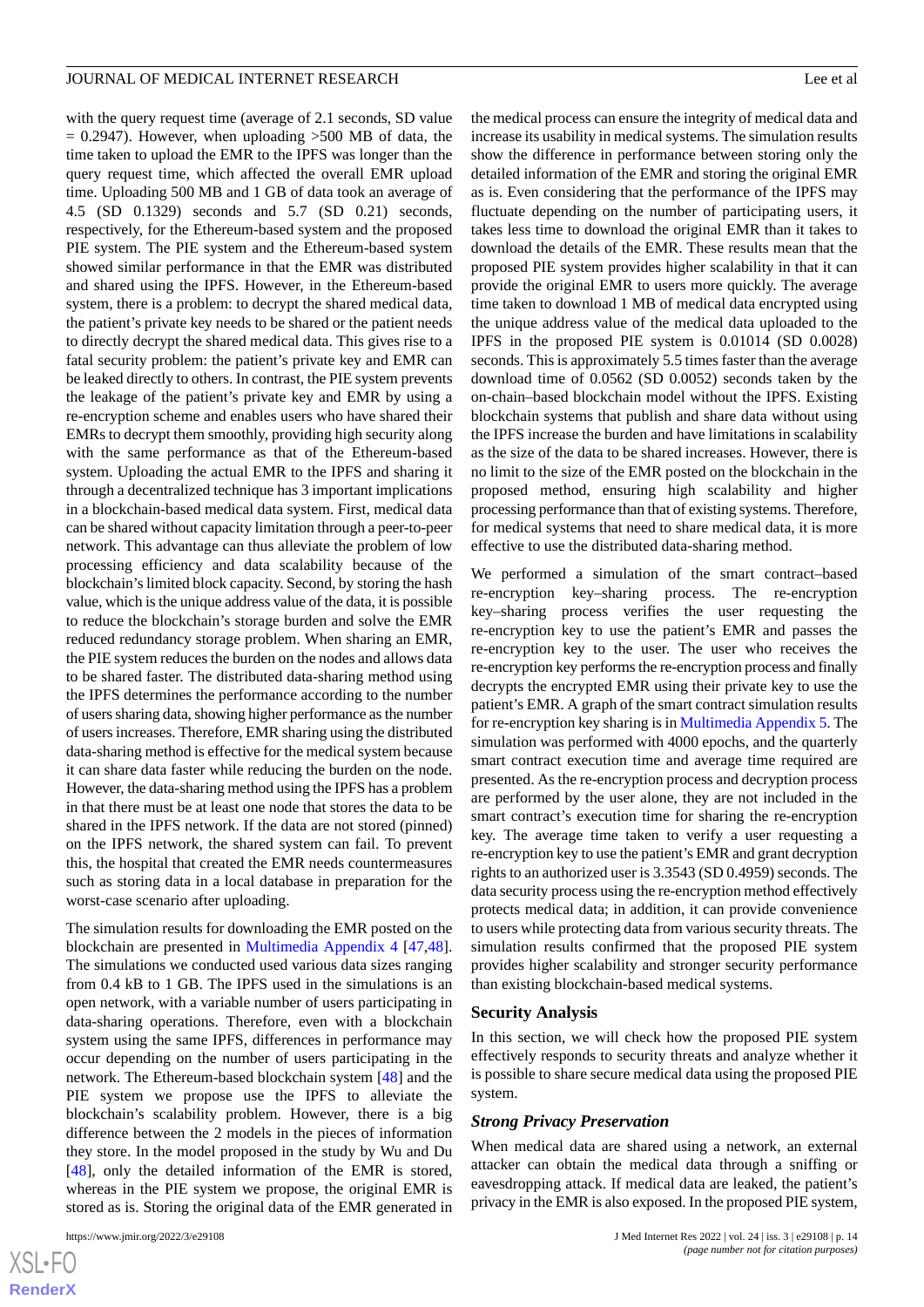with the query request time (average of 2.1 seconds, SD value = 0.2947). However, when uploading >500 MB of data, the time taken to upload the EMR to the IPFS was longer than the query request time, which affected the overall EMR upload time. Uploading 500 MB and 1 GB of data took an average of 4.5 (SD 0.1329) seconds and 5.7 (SD 0.21) seconds, respectively, for the Ethereum-based system and the proposed PIE system. The PIE system and the Ethereum-based system showed similar performance in that the EMR was distributed and shared using the IPFS. However, in the Ethereum-based system, there is a problem: to decrypt the shared medical data, the patient's private key needs to be shared or the patient needs to directly decrypt the shared medical data. This gives rise to a fatal security problem: the patient's private key and EMR can be leaked directly to others. In contrast, the PIE system prevents the leakage of the patient's private key and EMR by using a re-encryption scheme and enables users who have shared their EMRs to decrypt them smoothly, providing high security along with the same performance as that of the Ethereum-based system. Uploading the actual EMR to the IPFS and sharing it through a decentralized technique has 3 important implications in a blockchain-based medical data system. First, medical data can be shared without capacity limitation through a peer-to-peer network. This advantage can thus alleviate the problem of low processing efficiency and data scalability because of the blockchain's limited block capacity. Second, by storing the hash value, which is the unique address value of the data, it is possible to reduce the blockchain's storage burden and solve the EMR reduced redundancy storage problem. When sharing an EMR, the PIE system reduces the burden on the nodes and allows data to be shared faster. The distributed data-sharing method using the IPFS determines the performance according to the number of users sharing data, showing higher performance as the number of users increases. Therefore, EMR sharing using the distributed data-sharing method is effective for the medical system because it can share data faster while reducing the burden on the node. However, the data-sharing method using the IPFS has a problem in that there must be at least one node that stores the data to be shared in the IPFS network. If the data are not stored (pinned) on the IPFS network, the shared system can fail. To prevent this, the hospital that created the EMR needs countermeasures such as storing data in a local database in preparation for the worst-case scenario after uploading.

The simulation results for downloading the EMR posted on the blockchain are presented in Multimedia Appendix 4 [47,48]. The simulations we conducted used various data sizes ranging from 0.4 kB to 1 GB. The IPFS used in the simulations is an open network, with a variable number of users participating in data-sharing operations. Therefore, even with a blockchain system using the same IPFS, differences in performance may occur depending on the number of users participating in the network. The Ethereum-based blockchain system [48] and the PIE system we propose use the IPFS to alleviate the blockchain's scalability problem. However, there is a big difference between the 2 models in the pieces of information they store. In the model proposed in the study by Wu and Du [48], only the detailed information of the EMR is stored, whereas in the PIE system we propose, the original EMR is stored as is. Storing the original data of the EMR generated in the medical process can ensure the integrity of medical data and increase its usability in medical systems. The simulation results show the difference in performance between storing only the detailed information of the EMR and storing the original EMR as is. Even considering that the performance of the IPFS may fluctuate depending on the number of participating users, it takes less time to download the original EMR than it takes to download the details of the EMR. These results mean that the proposed PIE system provides higher scalability in that it can provide the original EMR to users more quickly. The average time taken to download 1 MB of medical data encrypted using the unique address value of the medical data uploaded to the IPFS in the proposed PIE system is 0.01014 (SD 0.0028) seconds. This is approximately 5.5 times faster than the average download time of 0.0562 (SD 0.0052) seconds taken by the on-chain–based blockchain model without the IPFS. Existing blockchain systems that publish and share data without using the IPFS increase the burden and have limitations in scalability as the size of the data to be shared increases. However, there is no limit to the size of the EMR posted on the blockchain in the proposed method, ensuring high scalability and higher processing performance than that of existing systems. Therefore, for medical systems that need to share medical data, it is more effective to use the distributed data-sharing method.

We performed a simulation of the smart contract–based re-encryption key–sharing process. The re-encryption key–sharing process verifies the user requesting the re-encryption key to use the patient's EMR and passes the re-encryption key to the user. The user who receives the re-encryption key performs the re-encryption process and finally decrypts the encrypted EMR using their private key to use the patient's EMR. A graph of the smart contract simulation results for re-encryption key sharing is in Multimedia Appendix 5. The simulation was performed with 4000 epochs, and the quarterly smart contract execution time and average time required are presented. As the re-encryption process and decryption process are performed by the user alone, they are not included in the smart contract's execution time for sharing the re-encryption key. The average time taken to verify a user requesting a re-encryption key to use the patient's EMR and grant decryption rights to an authorized user is 3.3543 (SD 0.4959) seconds. The data security process using the re-encryption method effectively protects medical data; in addition, it can provide convenience to users while protecting data from various security threats. The simulation results confirmed that the proposed PIE system provides higher scalability and stronger security performance than existing blockchain-based medical systems.

## Security Analysis

In this section, we will check how the proposed PIE system effectively responds to security threats and analyze whether it is possible to share secure medical data using the proposed PIE system.

### *Strong Privacy Preservation*

When medical data are shared using a network, an external attacker can obtain the medical data through a sniffing or eavesdropping attack. If medical data are leaked, the patient's privacy in the EMR is also exposed. In the proposed PIE system,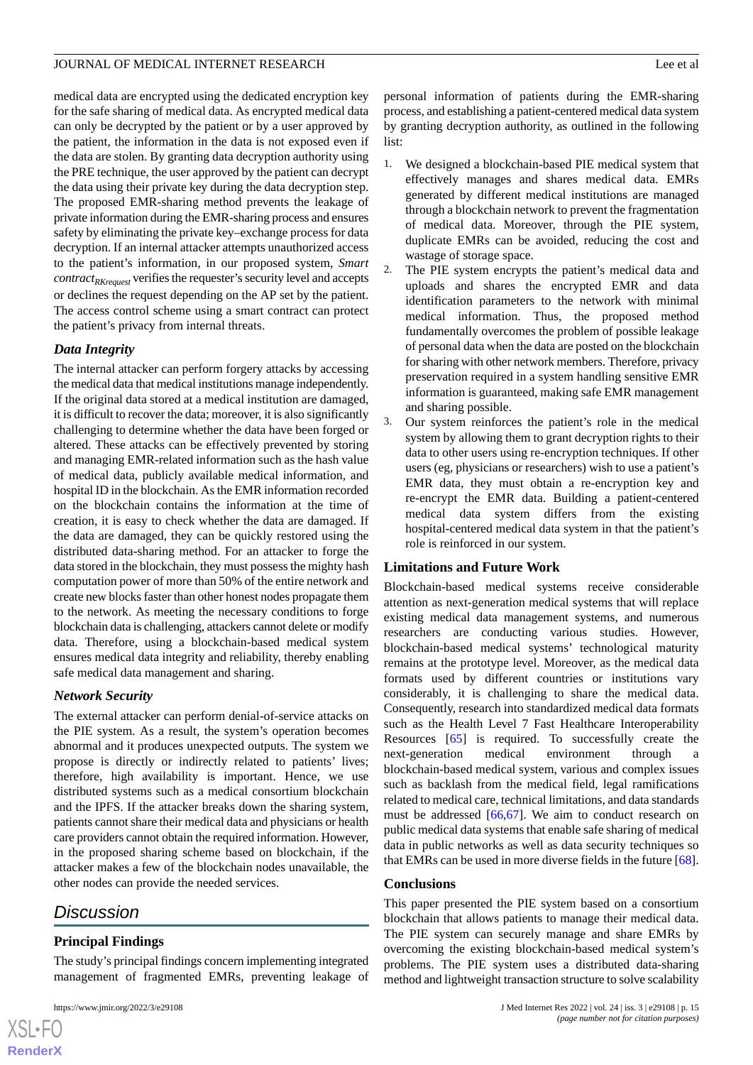medical data are encrypted using the dedicated encryption key for the safe sharing of medical data. As encrypted medical data can only be decrypted by the patient or by a user approved by the patient, the information in the data is not exposed even if the data are stolen. By granting data decryption authority using the PRE technique, the user approved by the patient can decrypt the data using their private key during the data decryption step. The proposed EMR-sharing method prevents the leakage of private information during the EMR-sharing process and ensures safety by eliminating the private key–exchange process for data decryption. If an internal attacker attempts unauthorized access to the patient's information, in our proposed system, *Smart contract$_{RKrequest}$* verifies the requester's security level and accepts or declines the request depending on the AP set by the patient. The access control scheme using a smart contract can protect the patient's privacy from internal threats.

### Data Integrity

The internal attacker can perform forgery attacks by accessing the medical data that medical institutions manage independently. If the original data stored at a medical institution are damaged, it is difficult to recover the data; moreover, it is also significantly challenging to determine whether the data have been forged or altered. These attacks can be effectively prevented by storing and managing EMR-related information such as the hash value of medical data, publicly available medical information, and hospital ID in the blockchain. As the EMR information recorded on the blockchain contains the information at the time of creation, it is easy to check whether the data are damaged. If the data are damaged, they can be quickly restored using the distributed data-sharing method. For an attacker to forge the data stored in the blockchain, they must possess the mighty hash computation power of more than 50% of the entire network and create new blocks faster than other honest nodes propagate them to the network. As meeting the necessary conditions to forge blockchain data is challenging, attackers cannot delete or modify data. Therefore, using a blockchain-based medical system ensures medical data integrity and reliability, thereby enabling safe medical data management and sharing.

### Network Security

The external attacker can perform denial-of-service attacks on the PIE system. As a result, the system's operation becomes abnormal and it produces unexpected outputs. The system we propose is directly or indirectly related to patients' lives; therefore, high availability is important. Hence, we use distributed systems such as a medical consortium blockchain and the IPFS. If the attacker breaks down the sharing system, patients cannot share their medical data and physicians or health care providers cannot obtain the required information. However, in the proposed sharing scheme based on blockchain, if the attacker makes a few of the blockchain nodes unavailable, the other nodes can provide the needed services.

# Discussion

## Principal Findings

The study's principal findings concern implementing integrated management of fragmented EMRs, preventing leakage of personal information of patients during the EMR-sharing process, and establishing a patient-centered medical data system by granting decryption authority, as outlined in the following list:

1. We designed a blockchain-based PIE medical system that effectively manages and shares medical data. EMRs generated by different medical institutions are managed through a blockchain network to prevent the fragmentation of medical data. Moreover, through the PIE system, duplicate EMRs can be avoided, reducing the cost and wastage of storage space.
2. The PIE system encrypts the patient's medical data and uploads and shares the encrypted EMR and data identification parameters to the network with minimal medical information. Thus, the proposed method fundamentally overcomes the problem of possible leakage of personal data when the data are posted on the blockchain for sharing with other network members. Therefore, privacy preservation required in a system handling sensitive EMR information is guaranteed, making safe EMR management and sharing possible.
3. Our system reinforces the patient's role in the medical system by allowing them to grant decryption rights to their data to other users using re-encryption techniques. If other users (eg, physicians or researchers) wish to use a patient's EMR data, they must obtain a re-encryption key and re-encrypt the EMR data. Building a patient-centered medical data system differs from the existing hospital-centered medical data system in that the patient's role is reinforced in our system.

## Limitations and Future Work

Blockchain-based medical systems receive considerable attention as next-generation medical systems that will replace existing medical data management systems, and numerous researchers are conducting various studies. However, blockchain-based medical systems' technological maturity remains at the prototype level. Moreover, as the medical data formats used by different countries or institutions vary considerably, it is challenging to share the medical data. Consequently, research into standardized medical data formats such as the Health Level 7 Fast Healthcare Interoperability Resources [65] is required. To successfully create the next-generation medical environment through a blockchain-based medical system, various and complex issues such as backlash from the medical field, legal ramifications related to medical care, technical limitations, and data standards must be addressed [66,67]. We aim to conduct research on public medical data systems that enable safe sharing of medical data in public networks as well as data security techniques so that EMRs can be used in more diverse fields in the future [68].

## Conclusions

This paper presented the PIE system based on a consortium blockchain that allows patients to manage their medical data. The PIE system can securely manage and share EMRs by overcoming the existing blockchain-based medical system's problems. The PIE system uses a distributed data-sharing method and lightweight transaction structure to solve scalability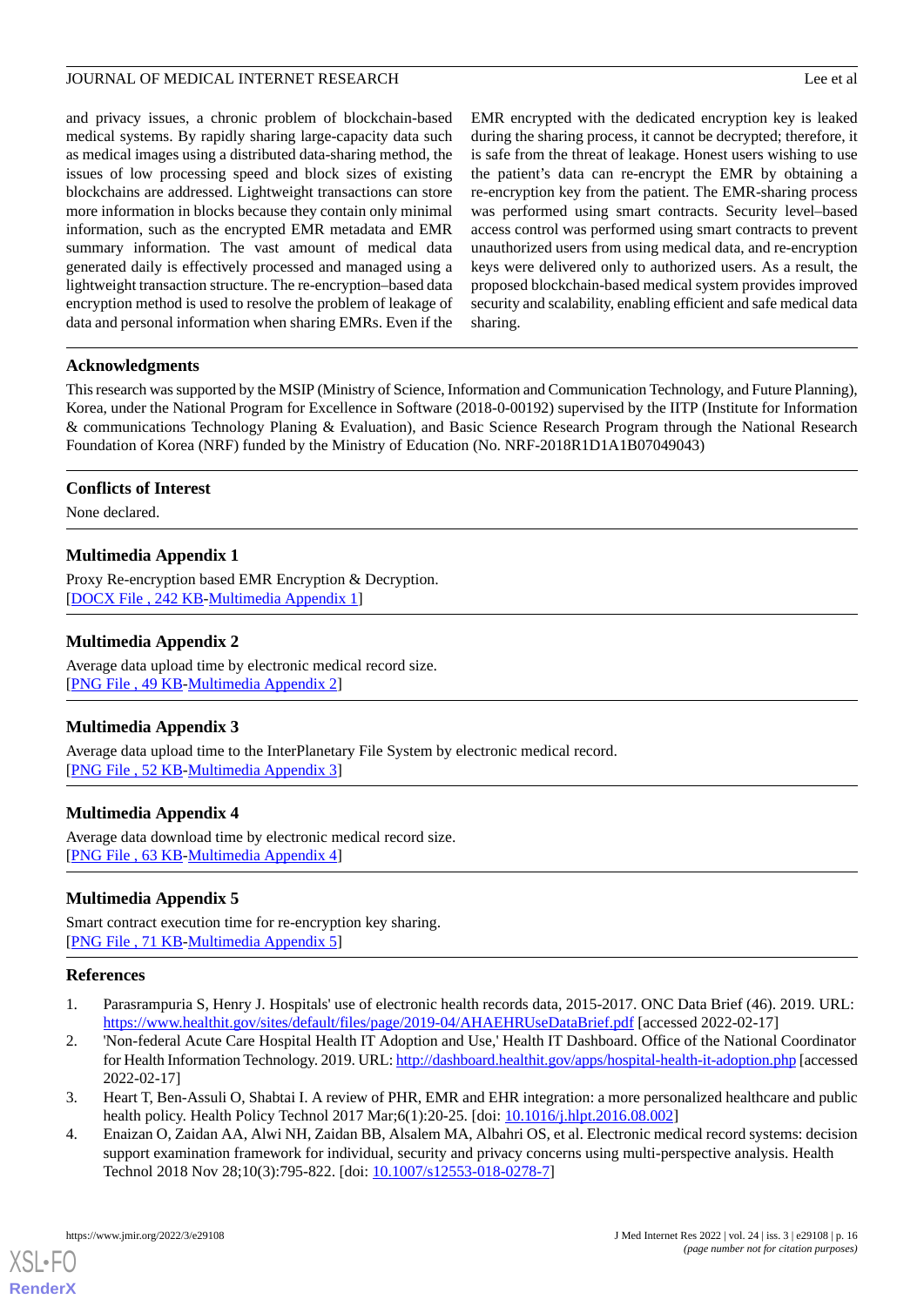and privacy issues, a chronic problem of blockchain-based medical systems. By rapidly sharing large-capacity data such as medical images using a distributed data-sharing method, the issues of low processing speed and block sizes of existing blockchains are addressed. Lightweight transactions can store more information in blocks because they contain only minimal information, such as the encrypted EMR metadata and EMR summary information. The vast amount of medical data generated daily is effectively processed and managed using a lightweight transaction structure. The re-encryption–based data encryption method is used to resolve the problem of leakage of data and personal information when sharing EMRs. Even if the EMR encrypted with the dedicated encryption key is leaked during the sharing process, it cannot be decrypted; therefore, it is safe from the threat of leakage. Honest users wishing to use the patient's data can re-encrypt the EMR by obtaining a re-encryption key from the patient. The EMR-sharing process was performed using smart contracts. Security level–based access control was performed using smart contracts to prevent unauthorized users from using medical data, and re-encryption keys were delivered only to authorized users. As a result, the proposed blockchain-based medical system provides improved security and scalability, enabling efficient and safe medical data sharing.

## Acknowledgments

This research was supported by the MSIP (Ministry of Science, Information and Communication Technology, and Future Planning), Korea, under the National Program for Excellence in Software (2018-0-00192) supervised by the IITP (Institute for Information & communications Technology Planing & Evaluation), and Basic Science Research Program through the National Research Foundation of Korea (NRF) funded by the Ministry of Education (No. NRF-2018R1D1A1B07049043)

## Conflicts of Interest

None declared.

## Multimedia Appendix 1

Proxy Re-encryption based EMR Encryption & Decryption.
[DOCX File , 242 KB-Multimedia Appendix 1]

## Multimedia Appendix 2

Average data upload time by electronic medical record size.
[PNG File , 49 KB-Multimedia Appendix 2]

## Multimedia Appendix 3

Average data upload time to the InterPlanetary File System by electronic medical record.
[PNG File , 52 KB-Multimedia Appendix 3]

## Multimedia Appendix 4

Average data download time by electronic medical record size.
[PNG File , 63 KB-Multimedia Appendix 4]

## Multimedia Appendix 5

Smart contract execution time for re-encryption key sharing.
[PNG File , 71 KB-Multimedia Appendix 5]

## References

1. Parasrampuria S, Henry J. Hospitals' use of electronic health records data, 2015-2017. ONC Data Brief (46). 2019. URL: https://www.healthit.gov/sites/default/files/page/2019-04/AHAEHRUseDataBrief.pdf [accessed 2022-02-17]
2. 'Non-federal Acute Care Hospital Health IT Adoption and Use,' Health IT Dashboard. Office of the National Coordinator for Health Information Technology. 2019. URL: http://dashboard.healthit.gov/apps/hospital-health-it-adoption.php [accessed 2022-02-17]
3. Heart T, Ben-Assuli O, Shabtai I. A review of PHR, EMR and EHR integration: a more personalized healthcare and public health policy. Health Policy Technol 2017 Mar;6(1):20-25. [doi: 10.1016/j.hlpt.2016.08.002]
4. Enaizan O, Zaidan AA, Alwi NH, Zaidan BB, Alsalem MA, Albahri OS, et al. Electronic medical record systems: decision support examination framework for individual, security and privacy concerns using multi-perspective analysis. Health Technol 2018 Nov 28;10(3):795-822. [doi: 10.1007/s12553-018-0278-7]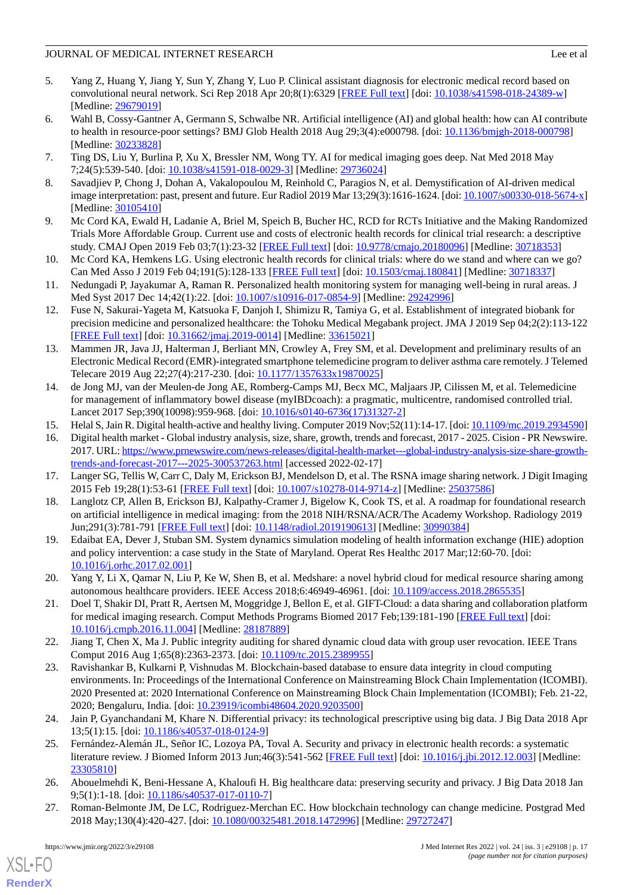5. Yang Z, Huang Y, Jiang Y, Sun Y, Zhang Y, Luo P. Clinical assistant diagnosis for electronic medical record based on convolutional neural network. Sci Rep 2018 Apr 20;8(1):6329 [FREE Full text] [doi: 10.1038/s41598-018-24389-w] [Medline: 29679019]
6. Wahl B, Cossy-Gantner A, Germann S, Schwalbe NR. Artificial intelligence (AI) and global health: how can AI contribute to health in resource-poor settings? BMJ Glob Health 2018 Aug 29;3(4):e000798. [doi: 10.1136/bmjgh-2018-000798] [Medline: 30233828]
7. Ting DS, Liu Y, Burlina P, Xu X, Bressler NM, Wong TY. AI for medical imaging goes deep. Nat Med 2018 May 7;24(5):539-540. [doi: 10.1038/s41591-018-0029-3] [Medline: 29736024]
8. Savadjiev P, Chong J, Dohan A, Vakalopoulou M, Reinhold C, Paragios N, et al. Demystification of AI-driven medical image interpretation: past, present and future. Eur Radiol 2019 Mar 13;29(3):1616-1624. [doi: 10.1007/s00330-018-5674-x] [Medline: 30105410]
9. Mc Cord KA, Ewald H, Ladanie A, Briel M, Speich B, Bucher HC, RCD for RCTs Initiative and the Making Randomized Trials More Affordable Group. Current use and costs of electronic health records for clinical trial research: a descriptive study. CMAJ Open 2019 Feb 03;7(1):23-32 [FREE Full text] [doi: 10.9778/cmajo.20180096] [Medline: 30718353]
10. Mc Cord KA, Hemkens LG. Using electronic health records for clinical trials: where do we stand and where can we go? Can Med Asso J 2019 Feb 04;191(5):128-133 [FREE Full text] [doi: 10.1503/cmaj.180841] [Medline: 30718337]
11. Nedungadi P, Jayakumar A, Raman R. Personalized health monitoring system for managing well-being in rural areas. J Med Syst 2017 Dec 14;42(1):22. [doi: 10.1007/s10916-017-0854-9] [Medline: 29242996]
12. Fuse N, Sakurai-Yageta M, Katsuoka F, Danjoh I, Shimizu R, Tamiya G, et al. Establishment of integrated biobank for precision medicine and personalized healthcare: the Tohoku Medical Megabank project. JMA J 2019 Sep 04;2(2):113-122 [FREE Full text] [doi: 10.31662/jmaj.2019-0014] [Medline: 33615021]
13. Mammen JR, Java JJ, Halterman J, Berliant MN, Crowley A, Frey SM, et al. Development and preliminary results of an Electronic Medical Record (EMR)-integrated smartphone telemedicine program to deliver asthma care remotely. J Telemed Telecare 2019 Aug 22;27(4):217-230. [doi: 10.1177/1357633x19870025]
14. de Jong MJ, van der Meulen-de Jong AE, Romberg-Camps MJ, Becx MC, Maljaars JP, Cilissen M, et al. Telemedicine for management of inflammatory bowel disease (myIBDcoach): a pragmatic, multicentre, randomised controlled trial. Lancet 2017 Sep;390(10098):959-968. [doi: 10.1016/s0140-6736(17)31327-2]
15. Helal S, Jain R. Digital health-active and healthy living. Computer 2019 Nov;52(11):14-17. [doi: 10.1109/mc.2019.2934590]
16. Digital health market - Global industry analysis, size, share, growth, trends and forecast, 2017 - 2025. Cision - PR Newswire. 2017. URL: https://www.prnewswire.com/news-releases/digital-health-market---global-industry-analysis-size-share-growth-trends-and-forecast-2017---2025-300537263.html [accessed 2022-02-17]
17. Langer SG, Tellis W, Carr C, Daly M, Erickson BJ, Mendelson D, et al. The RSNA image sharing network. J Digit Imaging 2015 Feb 19;28(1):53-61 [FREE Full text] [doi: 10.1007/s10278-014-9714-z] [Medline: 25037586]
18. Langlotz CP, Allen B, Erickson BJ, Kalpathy-Cramer J, Bigelow K, Cook TS, et al. A roadmap for foundational research on artificial intelligence in medical imaging: from the 2018 NIH/RSNA/ACR/The Academy Workshop. Radiology 2019 Jun;291(3):781-791 [FREE Full text] [doi: 10.1148/radiol.2019190613] [Medline: 30990384]
19. Edaibat EA, Dever J, Stuban SM. System dynamics simulation modeling of health information exchange (HIE) adoption and policy intervention: a case study in the State of Maryland. Operat Res Healthc 2017 Mar;12:60-70. [doi: 10.1016/j.orhc.2017.02.001]
20. Yang Y, Li X, Qamar N, Liu P, Ke W, Shen B, et al. Medshare: a novel hybrid cloud for medical resource sharing among autonomous healthcare providers. IEEE Access 2018;6:46949-46961. [doi: 10.1109/access.2018.2865535]
21. Doel T, Shakir DI, Pratt R, Aertsen M, Moggridge J, Bellon E, et al. GIFT-Cloud: a data sharing and collaboration platform for medical imaging research. Comput Methods Programs Biomed 2017 Feb;139:181-190 [FREE Full text] [doi: 10.1016/j.cmpb.2016.11.004] [Medline: 28187889]
22. Jiang T, Chen X, Ma J. Public integrity auditing for shared dynamic cloud data with group user revocation. IEEE Trans Comput 2016 Aug 1;65(8):2363-2373. [doi: 10.1109/tc.2015.2389955]
23. Ravishankar B, Kulkarni P, Vishnudas M. Blockchain-based database to ensure data integrity in cloud computing environments. In: Proceedings of the International Conference on Mainstreaming Block Chain Implementation (ICOMBI). 2020 Presented at: 2020 International Conference on Mainstreaming Block Chain Implementation (ICOMBI); Feb. 21-22, 2020; Bengaluru, India. [doi: 10.23919/icombi48604.2020.9203500]
24. Jain P, Gyanchandani M, Khare N. Differential privacy: its technological prescriptive using big data. J Big Data 2018 Apr 13;5(1):15. [doi: 10.1186/s40537-018-0124-9]
25. Fernández-Alemán JL, Señor IC, Lozoya PA, Toval A. Security and privacy in electronic health records: a systematic literature review. J Biomed Inform 2013 Jun;46(3):541-562 [FREE Full text] [doi: 10.1016/j.jbi.2012.12.003] [Medline: 23305810]
26. Abouelmehdi K, Beni-Hessane A, Khaloufi H. Big healthcare data: preserving security and privacy. J Big Data 2018 Jan 9;5(1):1-18. [doi: 10.1186/s40537-017-0110-7]
27. Roman-Belmonte JM, De LC, Rodriguez-Merchan EC. How blockchain technology can change medicine. Postgrad Med 2018 May;130(4):420-427. [doi: 10.1080/00325481.2018.1472996] [Medline: 29727247]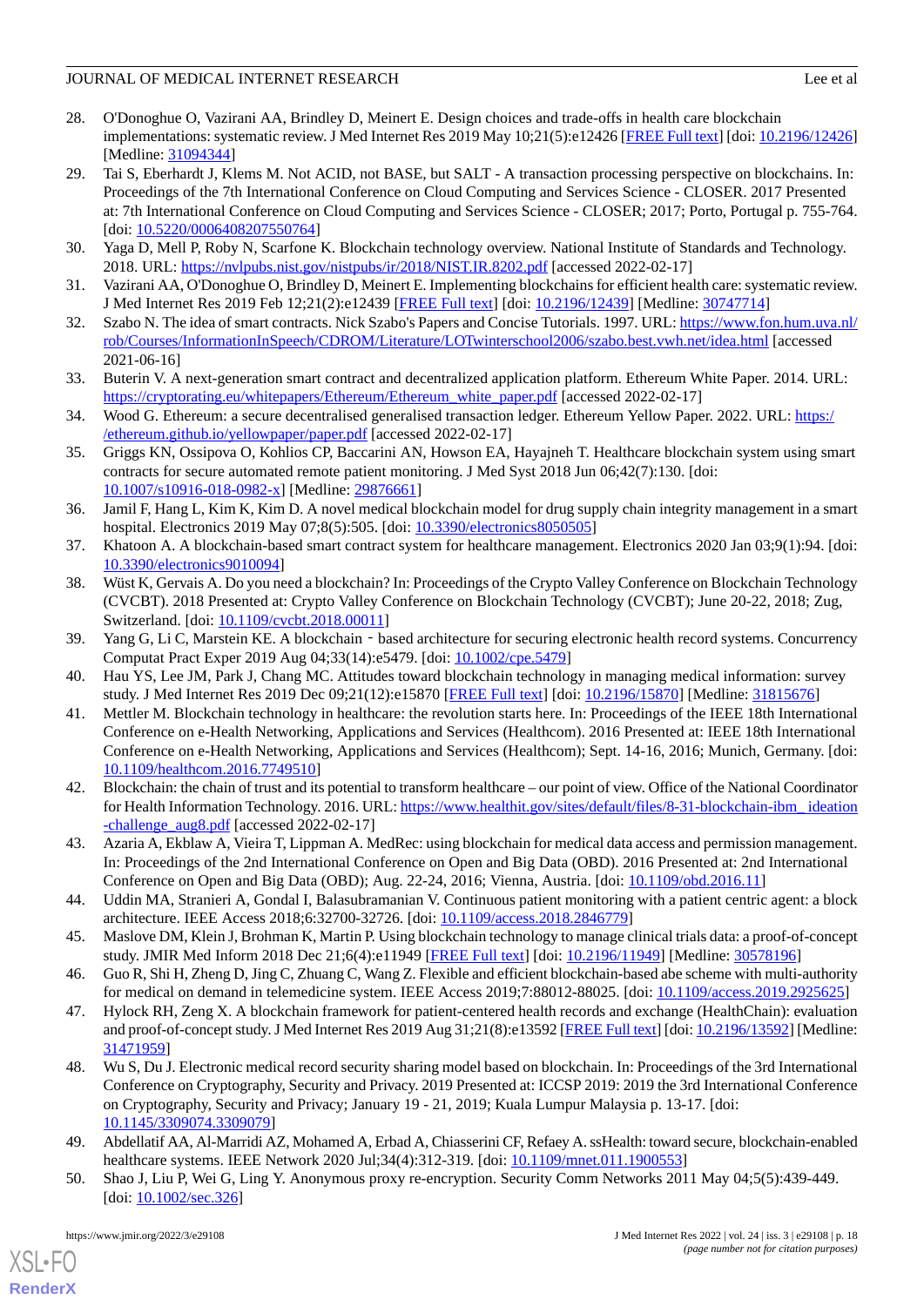28. O'Donoghue O, Vazirani AA, Brindley D, Meinert E. Design choices and trade-offs in health care blockchain implementations: systematic review. J Med Internet Res 2019 May 10;21(5):e12426 [FREE Full text] [doi: 10.2196/12426] [Medline: 31094344]
29. Tai S, Eberhardt J, Klems M. Not ACID, not BASE, but SALT - A transaction processing perspective on blockchains. In: Proceedings of the 7th International Conference on Cloud Computing and Services Science - CLOSER. 2017 Presented at: 7th International Conference on Cloud Computing and Services Science - CLOSER; 2017; Porto, Portugal p. 755-764. [doi: 10.5220/0006408207550764]
30. Yaga D, Mell P, Roby N, Scarfone K. Blockchain technology overview. National Institute of Standards and Technology. 2018. URL: https://nvlpubs.nist.gov/nistpubs/ir/2018/NIST.IR.8202.pdf [accessed 2022-02-17]
31. Vazirani AA, O'Donoghue O, Brindley D, Meinert E. Implementing blockchains for efficient health care: systematic review. J Med Internet Res 2019 Feb 12;21(2):e12439 [FREE Full text] [doi: 10.2196/12439] [Medline: 30747714]
32. Szabo N. The idea of smart contracts. Nick Szabo's Papers and Concise Tutorials. 1997. URL: https://www.fon.hum.uva.nl/rob/Courses/InformationInSpeech/CDROM/Literature/LOTwinterschool2006/szabo.best.vwh.net/idea.html [accessed 2021-06-16]
33. Buterin V. A next-generation smart contract and decentralized application platform. Ethereum White Paper. 2014. URL: https://cryptorating.eu/whitepapers/Ethereum/Ethereum_white_paper.pdf [accessed 2022-02-17]
34. Wood G. Ethereum: a secure decentralised generalised transaction ledger. Ethereum Yellow Paper. 2022. URL: https://ethereum.github.io/yellowpaper/paper.pdf [accessed 2022-02-17]
35. Griggs KN, Ossipova O, Kohlios CP, Baccarini AN, Howson EA, Hayajneh T. Healthcare blockchain system using smart contracts for secure automated remote patient monitoring. J Med Syst 2018 Jun 06;42(7):130. [doi: 10.1007/s10916-018-0982-x] [Medline: 29876661]
36. Jamil F, Hang L, Kim K, Kim D. A novel medical blockchain model for drug supply chain integrity management in a smart hospital. Electronics 2019 May 07;8(5):505. [doi: 10.3390/electronics8050505]
37. Khatoon A. A blockchain-based smart contract system for healthcare management. Electronics 2020 Jan 03;9(1):94. [doi: 10.3390/electronics9010094]
38. Wüst K, Gervais A. Do you need a blockchain? In: Proceedings of the Crypto Valley Conference on Blockchain Technology (CVCBT). 2018 Presented at: Crypto Valley Conference on Blockchain Technology (CVCBT); June 20-22, 2018; Zug, Switzerland. [doi: 10.1109/cvcbt.2018.00011]
39. Yang G, Li C, Marstein KE. A blockchain‐based architecture for securing electronic health record systems. Concurrency Computat Pract Exper 2019 Aug 04;33(14):e5479. [doi: 10.1002/cpe.5479]
40. Hau YS, Lee JM, Park J, Chang MC. Attitudes toward blockchain technology in managing medical information: survey study. J Med Internet Res 2019 Dec 09;21(12):e15870 [FREE Full text] [doi: 10.2196/15870] [Medline: 31815676]
41. Mettler M. Blockchain technology in healthcare: the revolution starts here. In: Proceedings of the IEEE 18th International Conference on e-Health Networking, Applications and Services (Healthcom). 2016 Presented at: IEEE 18th International Conference on e-Health Networking, Applications and Services (Healthcom); Sept. 14-16, 2016; Munich, Germany. [doi: 10.1109/healthcom.2016.7749510]
42. Blockchain: the chain of trust and its potential to transform healthcare – our point of view. Office of the National Coordinator for Health Information Technology. 2016. URL: https://www.healthit.gov/sites/default/files/8-31-blockchain-ibm_ideation-challenge_aug8.pdf [accessed 2022-02-17]
43. Azaria A, Ekblaw A, Vieira T, Lippman A. MedRec: using blockchain for medical data access and permission management. In: Proceedings of the 2nd International Conference on Open and Big Data (OBD). 2016 Presented at: 2nd International Conference on Open and Big Data (OBD); Aug. 22-24, 2016; Vienna, Austria. [doi: 10.1109/obd.2016.11]
44. Uddin MA, Stranieri A, Gondal I, Balasubramanian V. Continuous patient monitoring with a patient centric agent: a block architecture. IEEE Access 2018;6:32700-32726. [doi: 10.1109/access.2018.2846779]
45. Maslove DM, Klein J, Brohman K, Martin P. Using blockchain technology to manage clinical trials data: a proof-of-concept study. JMIR Med Inform 2018 Dec 21;6(4):e11949 [FREE Full text] [doi: 10.2196/11949] [Medline: 30578196]
46. Guo R, Shi H, Zheng D, Jing C, Zhuang C, Wang Z. Flexible and efficient blockchain-based abe scheme with multi-authority for medical on demand in telemedicine system. IEEE Access 2019;7:88012-88025. [doi: 10.1109/access.2019.2925625]
47. Hylock RH, Zeng X. A blockchain framework for patient-centered health records and exchange (HealthChain): evaluation and proof-of-concept study. J Med Internet Res 2019 Aug 31;21(8):e13592 [FREE Full text] [doi: 10.2196/13592] [Medline: 31471959]
48. Wu S, Du J. Electronic medical record security sharing model based on blockchain. In: Proceedings of the 3rd International Conference on Cryptography, Security and Privacy. 2019 Presented at: ICCSP 2019: 2019 the 3rd International Conference on Cryptography, Security and Privacy; January 19 - 21, 2019; Kuala Lumpur Malaysia p. 13-17. [doi: 10.1145/3309074.3309079]
49. Abdellatif AA, Al-Marridi AZ, Mohamed A, Erbad A, Chiasserini CF, Refaey A. ssHealth: toward secure, blockchain-enabled healthcare systems. IEEE Network 2020 Jul;34(4):312-319. [doi: 10.1109/mnet.011.1900553]
50. Shao J, Liu P, Wei G, Ling Y. Anonymous proxy re-encryption. Security Comm Networks 2011 May 04;5(5):439-449. [doi: 10.1002/sec.326]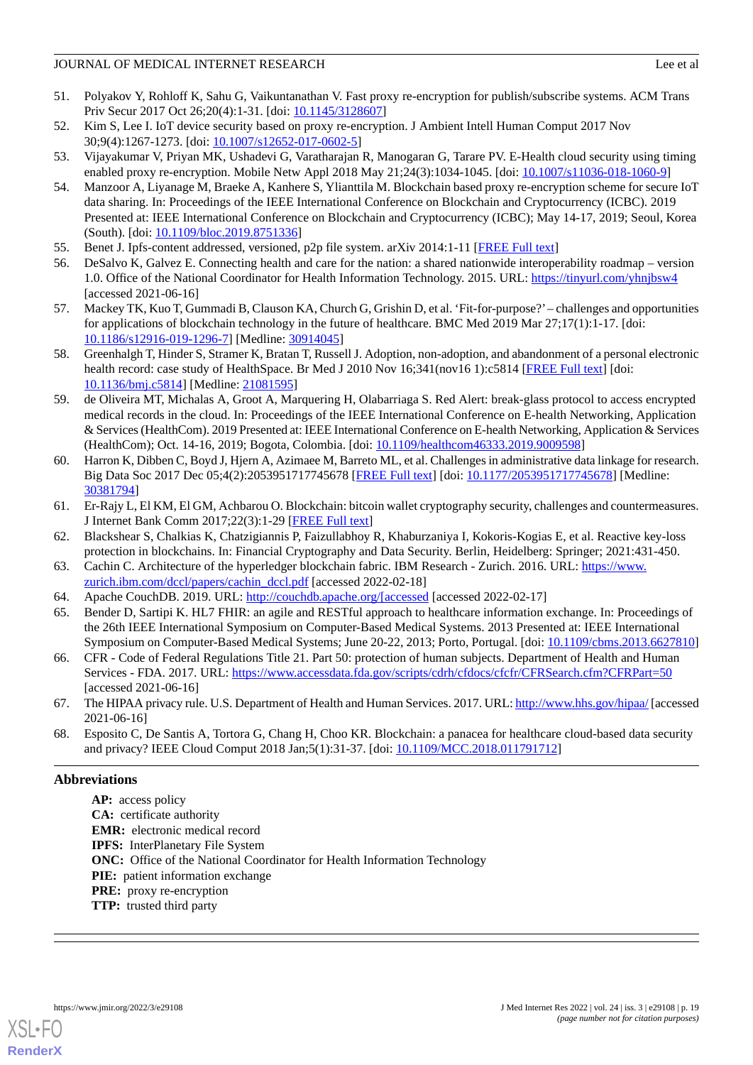51. Polyakov Y, Rohloff K, Sahu G, Vaikuntanathan V. Fast proxy re-encryption for publish/subscribe systems. ACM Trans Priv Secur 2017 Oct 26;20(4):1-31. [doi: 10.1145/3128607]
52. Kim S, Lee I. IoT device security based on proxy re-encryption. J Ambient Intell Human Comput 2017 Nov 30;9(4):1267-1273. [doi: 10.1007/s12652-017-0602-5]
53. Vijayakumar V, Priyan MK, Ushadevi G, Varatharajan R, Manogaran G, Tarare PV. E-Health cloud security using timing enabled proxy re-encryption. Mobile Netw Appl 2018 May 21;24(3):1034-1045. [doi: 10.1007/s11036-018-1060-9]
54. Manzoor A, Liyanage M, Braeke A, Kanhere S, Ylianttila M. Blockchain based proxy re-encryption scheme for secure IoT data sharing. In: Proceedings of the IEEE International Conference on Blockchain and Cryptocurrency (ICBC). 2019 Presented at: IEEE International Conference on Blockchain and Cryptocurrency (ICBC); May 14-17, 2019; Seoul, Korea (South). [doi: 10.1109/bloc.2019.8751336]
55. Benet J. Ipfs-content addressed, versioned, p2p file system. arXiv 2014:1-11 [FREE Full text]
56. DeSalvo K, Galvez E. Connecting health and care for the nation: a shared nationwide interoperability roadmap – version 1.0. Office of the National Coordinator for Health Information Technology. 2015. URL: https://tinyurl.com/yhnjbsw4 [accessed 2021-06-16]
57. Mackey TK, Kuo T, Gummadi B, Clauson KA, Church G, Grishin D, et al. 'Fit-for-purpose?' – challenges and opportunities for applications of blockchain technology in the future of healthcare. BMC Med 2019 Mar 27;17(1):1-17. [doi: 10.1186/s12916-019-1296-7] [Medline: 30914045]
58. Greenhalgh T, Hinder S, Stramer K, Bratan T, Russell J. Adoption, non-adoption, and abandonment of a personal electronic health record: case study of HealthSpace. Br Med J 2010 Nov 16;341(nov16 1):c5814 [FREE Full text] [doi: 10.1136/bmj.c5814] [Medline: 21081595]
59. de Oliveira MT, Michalas A, Groot A, Marquering H, Olabarriaga S. Red Alert: break-glass protocol to access encrypted medical records in the cloud. In: Proceedings of the IEEE International Conference on E-health Networking, Application & Services (HealthCom). 2019 Presented at: IEEE International Conference on E-health Networking, Application & Services (HealthCom); Oct. 14-16, 2019; Bogota, Colombia. [doi: 10.1109/healthcom46333.2019.9009598]
60. Harron K, Dibben C, Boyd J, Hjern A, Azimaee M, Barreto ML, et al. Challenges in administrative data linkage for research. Big Data Soc 2017 Dec 05;4(2):2053951717745678 [FREE Full text] [doi: 10.1177/2053951717745678] [Medline: 30381794]
61. Er-Rajy L, El KM, El GM, Achbarou O. Blockchain: bitcoin wallet cryptography security, challenges and countermeasures. J Internet Bank Comm 2017;22(3):1-29 [FREE Full text]
62. Blackshear S, Chalkias K, Chatzigiannis P, Faizullabhoy R, Khaburzaniya I, Kokoris-Kogias E, et al. Reactive key-loss protection in blockchains. In: Financial Cryptography and Data Security. Berlin, Heidelberg: Springer; 2021:431-450.
63. Cachin C. Architecture of the hyperledger blockchain fabric. IBM Research - Zurich. 2016. URL: https://www.zurich.ibm.com/dccl/papers/cachin_dccl.pdf [accessed 2022-02-18]
64. Apache CouchDB. 2019. URL: http://couchdb.apache.org/[accessed [accessed 2022-02-17]
65. Bender D, Sartipi K. HL7 FHIR: an agile and RESTful approach to healthcare information exchange. In: Proceedings of the 26th IEEE International Symposium on Computer-Based Medical Systems. 2013 Presented at: IEEE International Symposium on Computer-Based Medical Systems; June 20-22, 2013; Porto, Portugal. [doi: 10.1109/cbms.2013.6627810]
66. CFR - Code of Federal Regulations Title 21. Part 50: protection of human subjects. Department of Health and Human Services - FDA. 2017. URL: https://www.accessdata.fda.gov/scripts/cdrh/cfdocs/cfcfr/CFRSearch.cfm?CFRPart=50 [accessed 2021-06-16]
67. The HIPAA privacy rule. U.S. Department of Health and Human Services. 2017. URL: http://www.hhs.gov/hipaa/ [accessed 2021-06-16]
68. Esposito C, De Santis A, Tortora G, Chang H, Choo KR. Blockchain: a panacea for healthcare cloud-based data security and privacy? IEEE Cloud Comput 2018 Jan;5(1):31-37. [doi: 10.1109/MCC.2018.011791712]

## Abbreviations

**AP:** access policy
**CA:** certificate authority
**EMR:** electronic medical record
**IPFS:** InterPlanetary File System
**ONC:** Office of the National Coordinator for Health Information Technology
**PIE:** patient information exchange
**PRE:** proxy re-encryption
**TTP:** trusted third party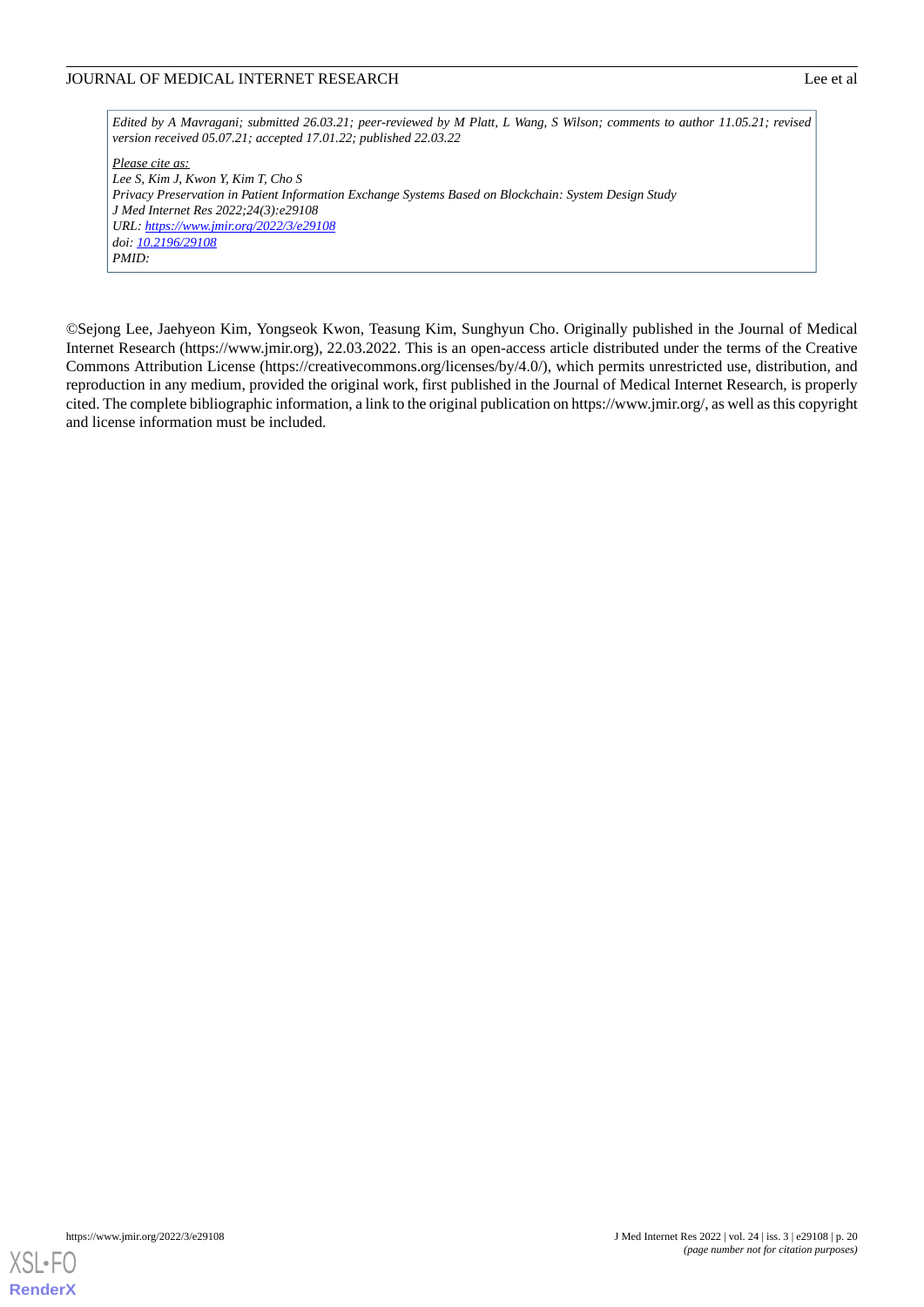*Edited by A Mavragani; submitted 26.03.21; peer-reviewed by M Platt, L Wang, S Wilson; comments to author 11.05.21; revised version received 05.07.21; accepted 17.01.22; published 22.03.22*

*Please cite as:*
*Lee S, Kim J, Kwon Y, Kim T, Cho S*
*Privacy Preservation in Patient Information Exchange Systems Based on Blockchain: System Design Study*
*J Med Internet Res 2022;24(3):e29108*
*URL: https://www.jmir.org/2022/3/e29108*
*doi: 10.2196/29108*
*PMID:*

©Sejong Lee, Jaehyeon Kim, Yongseok Kwon, Teasung Kim, Sunghyun Cho. Originally published in the Journal of Medical Internet Research (https://www.jmir.org), 22.03.2022. This is an open-access article distributed under the terms of the Creative Commons Attribution License (https://creativecommons.org/licenses/by/4.0/), which permits unrestricted use, distribution, and reproduction in any medium, provided the original work, first published in the Journal of Medical Internet Research, is properly cited. The complete bibliographic information, a link to the original publication on https://www.jmir.org/, as well as this copyright and license information must be included.